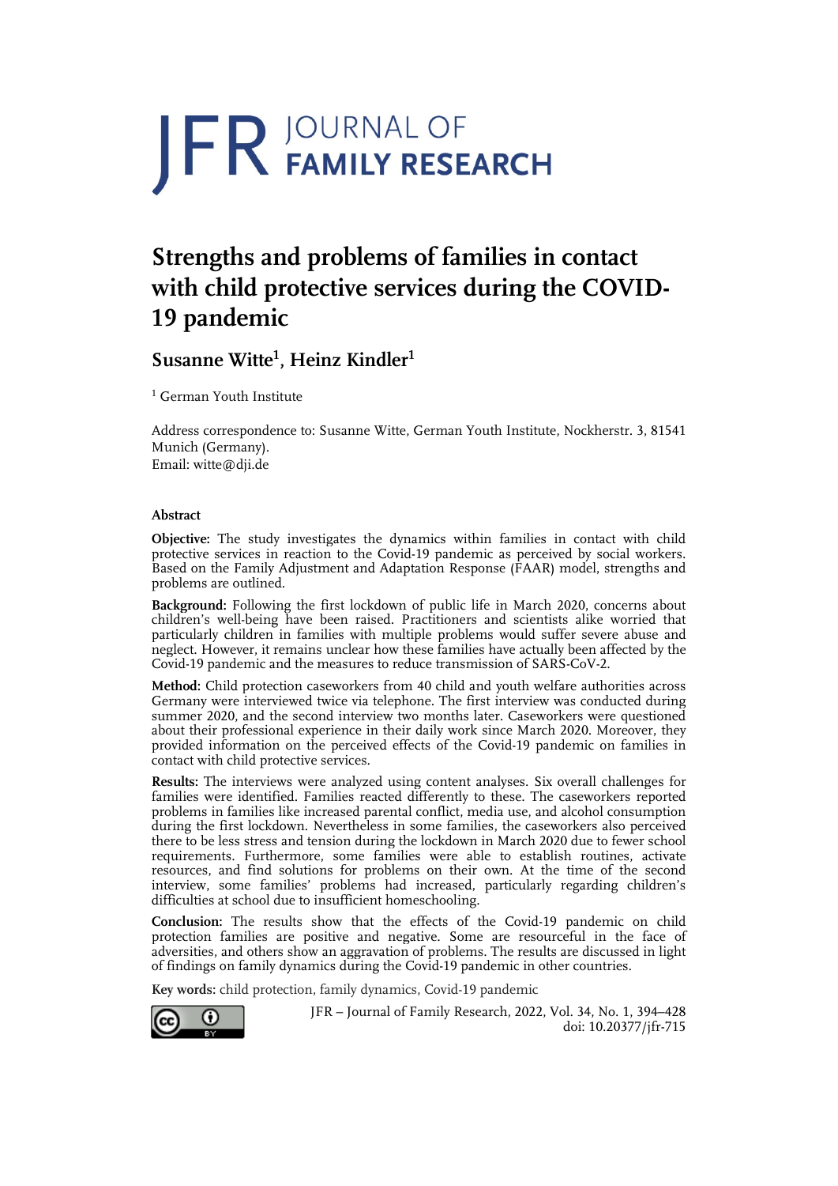JFR JOURNAL OF FAMILY RESEARCH

# Strengths and problems of families in contact with child protective services during the COVID-19 pandemic

**Susanne Witte[1], Heinz Kindler[1]**

[1] German Youth Institute

Address correspondence to: Susanne Witte, German Youth Institute, Nockherstr. 3, 81541 Munich (Germany).
Email: witte@dji.de

## Abstract

**Objective:** The study investigates the dynamics within families in contact with child protective services in reaction to the Covid-19 pandemic as perceived by social workers. Based on the Family Adjustment and Adaptation Response (FAAR) model, strengths and problems are outlined.

**Background:** Following the first lockdown of public life in March 2020, concerns about children's well-being have been raised. Practitioners and scientists alike worried that particularly children in families with multiple problems would suffer severe abuse and neglect. However, it remains unclear how these families have actually been affected by the Covid-19 pandemic and the measures to reduce transmission of SARS-CoV-2.

**Method:** Child protection caseworkers from 40 child and youth welfare authorities across Germany were interviewed twice via telephone. The first interview was conducted during summer 2020, and the second interview two months later. Caseworkers were questioned about their professional experience in their daily work since March 2020. Moreover, they provided information on the perceived effects of the Covid-19 pandemic on families in contact with child protective services.

**Results:** The interviews were analyzed using content analyses. Six overall challenges for families were identified. Families reacted differently to these. The caseworkers reported problems in families like increased parental conflict, media use, and alcohol consumption during the first lockdown. Nevertheless in some families, the caseworkers also perceived there to be less stress and tension during the lockdown in March 2020 due to fewer school requirements. Furthermore, some families were able to establish routines, activate resources, and find solutions for problems on their own. At the time of the second interview, some families' problems had increased, particularly regarding children's difficulties at school due to insufficient homeschooling.

**Conclusion:** The results show that the effects of the Covid-19 pandemic on child protection families are positive and negative. Some are resourceful in the face of adversities, and others show an aggravation of problems. The results are discussed in light of findings on family dynamics during the Covid-19 pandemic in other countries.

**Key words:** child protection, family dynamics, Covid-19 pandemic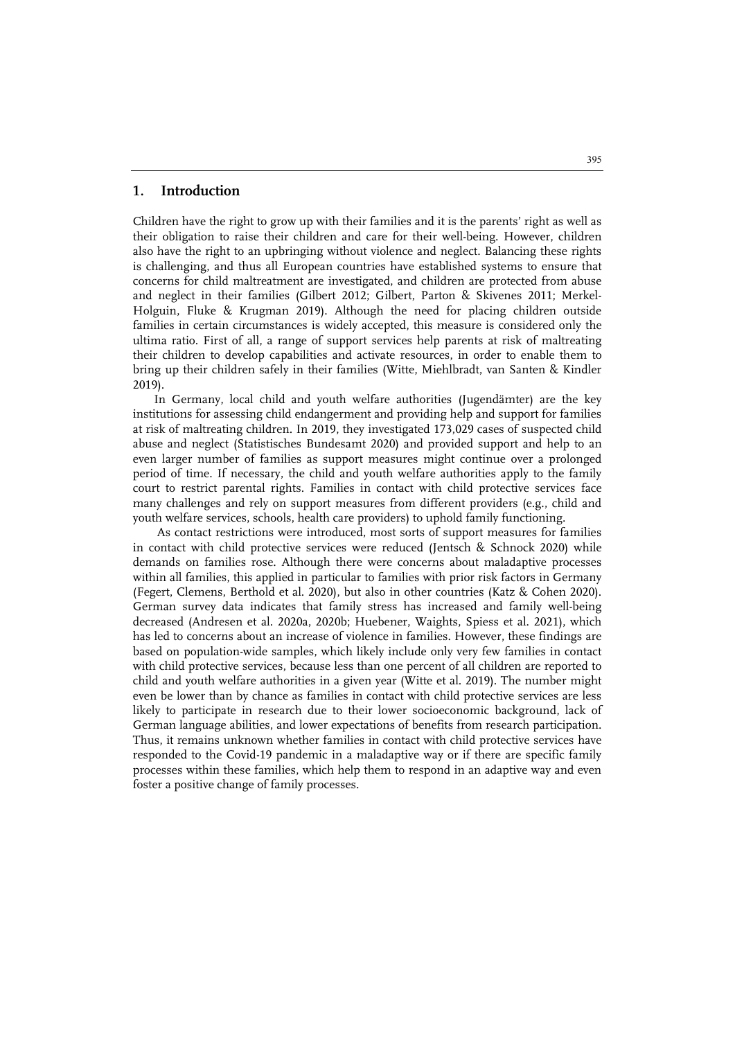## 1. Introduction

Children have the right to grow up with their families and it is the parents' right as well as their obligation to raise their children and care for their well-being. However, children also have the right to an upbringing without violence and neglect. Balancing these rights is challenging, and thus all European countries have established systems to ensure that concerns for child maltreatment are investigated, and children are protected from abuse and neglect in their families (Gilbert 2012; Gilbert, Parton & Skivenes 2011; Merkel-Holguin, Fluke & Krugman 2019). Although the need for placing children outside families in certain circumstances is widely accepted, this measure is considered only the ultima ratio. First of all, a range of support services help parents at risk of maltreating their children to develop capabilities and activate resources, in order to enable them to bring up their children safely in their families (Witte, Miehlbradt, van Santen & Kindler 2019).

In Germany, local child and youth welfare authorities (Jugendämter) are the key institutions for assessing child endangerment and providing help and support for families at risk of maltreating children. In 2019, they investigated 173,029 cases of suspected child abuse and neglect (Statistisches Bundesamt 2020) and provided support and help to an even larger number of families as support measures might continue over a prolonged period of time. If necessary, the child and youth welfare authorities apply to the family court to restrict parental rights. Families in contact with child protective services face many challenges and rely on support measures from different providers (e.g., child and youth welfare services, schools, health care providers) to uphold family functioning.

As contact restrictions were introduced, most sorts of support measures for families in contact with child protective services were reduced (Jentsch & Schnock 2020) while demands on families rose. Although there were concerns about maladaptive processes within all families, this applied in particular to families with prior risk factors in Germany (Fegert, Clemens, Berthold et al. 2020), but also in other countries (Katz & Cohen 2020). German survey data indicates that family stress has increased and family well-being decreased (Andresen et al. 2020a, 2020b; Huebener, Waights, Spiess et al. 2021), which has led to concerns about an increase of violence in families. However, these findings are based on population-wide samples, which likely include only very few families in contact with child protective services, because less than one percent of all children are reported to child and youth welfare authorities in a given year (Witte et al. 2019). The number might even be lower than by chance as families in contact with child protective services are less likely to participate in research due to their lower socioeconomic background, lack of German language abilities, and lower expectations of benefits from research participation. Thus, it remains unknown whether families in contact with child protective services have responded to the Covid-19 pandemic in a maladaptive way or if there are specific family processes within these families, which help them to respond in an adaptive way and even foster a positive change of family processes.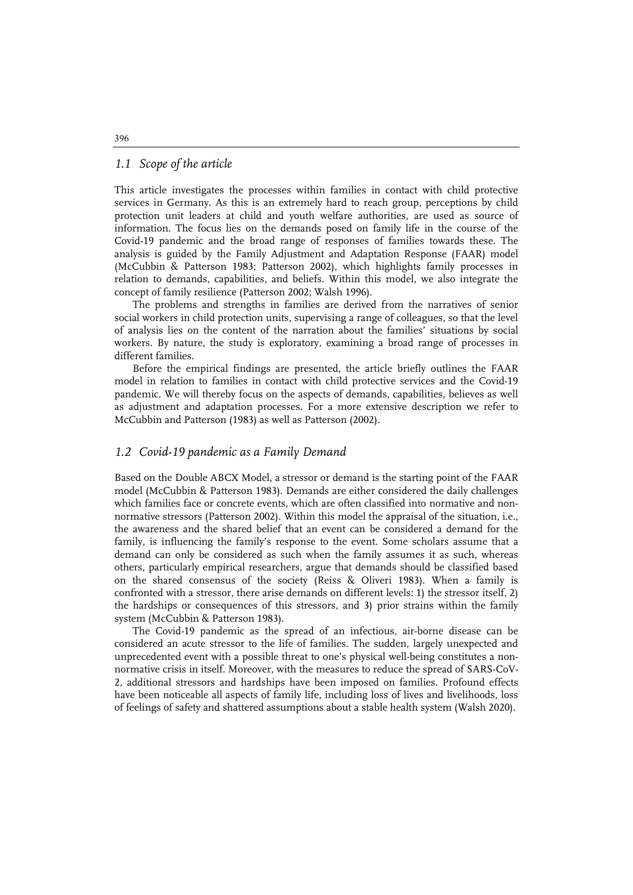### *1.1 Scope of the article*

This article investigates the processes within families in contact with child protective services in Germany. As this is an extremely hard to reach group, perceptions by child protection unit leaders at child and youth welfare authorities, are used as source of information. The focus lies on the demands posed on family life in the course of the Covid-19 pandemic and the broad range of responses of families towards these. The analysis is guided by the Family Adjustment and Adaptation Response (FAAR) model (McCubbin & Patterson 1983; Patterson 2002), which highlights family processes in relation to demands, capabilities, and beliefs. Within this model, we also integrate the concept of family resilience (Patterson 2002; Walsh 1996).

The problems and strengths in families are derived from the narratives of senior social workers in child protection units, supervising a range of colleagues, so that the level of analysis lies on the content of the narration about the families' situations by social workers. By nature, the study is exploratory, examining a broad range of processes in different families.

Before the empirical findings are presented, the article briefly outlines the FAAR model in relation to families in contact with child protective services and the Covid-19 pandemic. We will thereby focus on the aspects of demands, capabilities, believes as well as adjustment and adaptation processes. For a more extensive description we refer to McCubbin and Patterson (1983) as well as Patterson (2002).

### *1.2 Covid-19 pandemic as a Family Demand*

Based on the Double ABCX Model, a stressor or demand is the starting point of the FAAR model (McCubbin & Patterson 1983). Demands are either considered the daily challenges which families face or concrete events, which are often classified into normative and non-normative stressors (Patterson 2002). Within this model the appraisal of the situation, i.e., the awareness and the shared belief that an event can be considered a demand for the family, is influencing the family's response to the event. Some scholars assume that a demand can only be considered as such when the family assumes it as such, whereas others, particularly empirical researchers, argue that demands should be classified based on the shared consensus of the society (Reiss & Oliveri 1983). When a family is confronted with a stressor, there arise demands on different levels: 1) the stressor itself, 2) the hardships or consequences of this stressors, and 3) prior strains within the family system (McCubbin & Patterson 1983).

The Covid-19 pandemic as the spread of an infectious, air-borne disease can be considered an acute stressor to the life of families. The sudden, largely unexpected and unprecedented event with a possible threat to one's physical well-being constitutes a non-normative crisis in itself. Moreover, with the measures to reduce the spread of SARS-CoV-2, additional stressors and hardships have been imposed on families. Profound effects have been noticeable all aspects of family life, including loss of lives and livelihoods, loss of feelings of safety and shattered assumptions about a stable health system (Walsh 2020).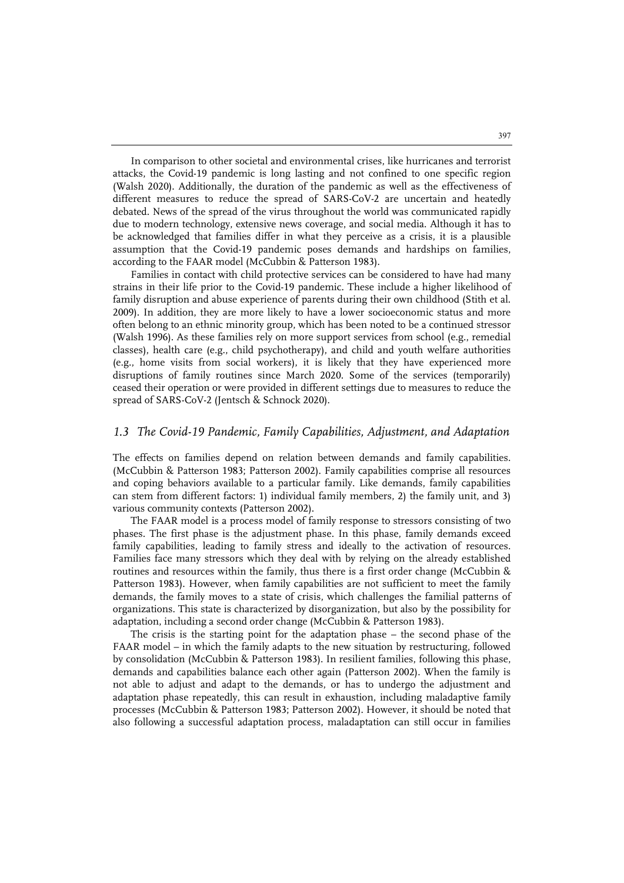In comparison to other societal and environmental crises, like hurricanes and terrorist attacks, the Covid-19 pandemic is long lasting and not confined to one specific region (Walsh 2020). Additionally, the duration of the pandemic as well as the effectiveness of different measures to reduce the spread of SARS-CoV-2 are uncertain and heatedly debated. News of the spread of the virus throughout the world was communicated rapidly due to modern technology, extensive news coverage, and social media. Although it has to be acknowledged that families differ in what they perceive as a crisis, it is a plausible assumption that the Covid-19 pandemic poses demands and hardships on families, according to the FAAR model (McCubbin & Patterson 1983).

Families in contact with child protective services can be considered to have had many strains in their life prior to the Covid-19 pandemic. These include a higher likelihood of family disruption and abuse experience of parents during their own childhood (Stith et al. 2009). In addition, they are more likely to have a lower socioeconomic status and more often belong to an ethnic minority group, which has been noted to be a continued stressor (Walsh 1996). As these families rely on more support services from school (e.g., remedial classes), health care (e.g., child psychotherapy), and child and youth welfare authorities (e.g., home visits from social workers), it is likely that they have experienced more disruptions of family routines since March 2020. Some of the services (temporarily) ceased their operation or were provided in different settings due to measures to reduce the spread of SARS-CoV-2 (Jentsch & Schnock 2020).

### *1.3 The Covid-19 Pandemic, Family Capabilities, Adjustment, and Adaptation*

The effects on families depend on relation between demands and family capabilities. (McCubbin & Patterson 1983; Patterson 2002). Family capabilities comprise all resources and coping behaviors available to a particular family. Like demands, family capabilities can stem from different factors: 1) individual family members, 2) the family unit, and 3) various community contexts (Patterson 2002).

The FAAR model is a process model of family response to stressors consisting of two phases. The first phase is the adjustment phase. In this phase, family demands exceed family capabilities, leading to family stress and ideally to the activation of resources. Families face many stressors which they deal with by relying on the already established routines and resources within the family, thus there is a first order change (McCubbin & Patterson 1983). However, when family capabilities are not sufficient to meet the family demands, the family moves to a state of crisis, which challenges the familial patterns of organizations. This state is characterized by disorganization, but also by the possibility for adaptation, including a second order change (McCubbin & Patterson 1983).

The crisis is the starting point for the adaptation phase – the second phase of the FAAR model – in which the family adapts to the new situation by restructuring, followed by consolidation (McCubbin & Patterson 1983). In resilient families, following this phase, demands and capabilities balance each other again (Patterson 2002). When the family is not able to adjust and adapt to the demands, or has to undergo the adjustment and adaptation phase repeatedly, this can result in exhaustion, including maladaptive family processes (McCubbin & Patterson 1983; Patterson 2002). However, it should be noted that also following a successful adaptation process, maladaptation can still occur in families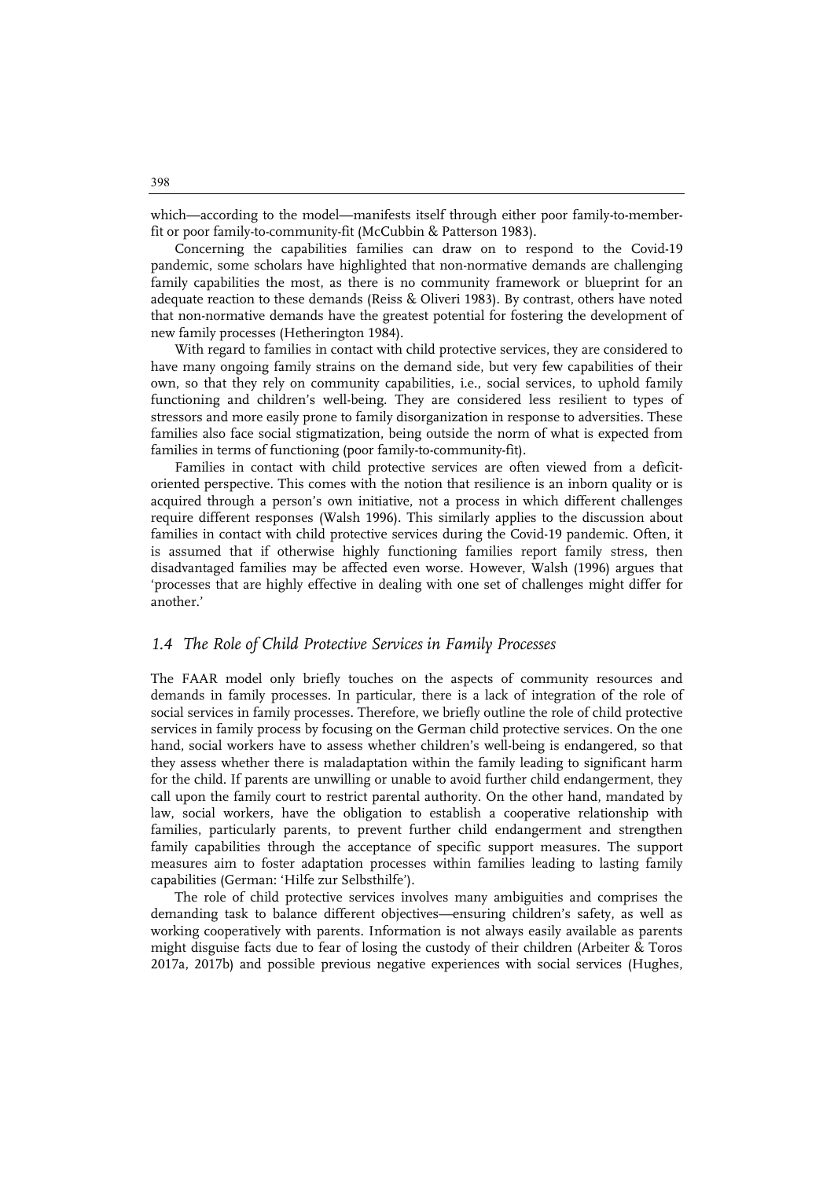which—according to the model—manifests itself through either poor family-to-member-fit or poor family-to-community-fit (McCubbin & Patterson 1983).

Concerning the capabilities families can draw on to respond to the Covid-19 pandemic, some scholars have highlighted that non-normative demands are challenging family capabilities the most, as there is no community framework or blueprint for an adequate reaction to these demands (Reiss & Oliveri 1983). By contrast, others have noted that non-normative demands have the greatest potential for fostering the development of new family processes (Hetherington 1984).

With regard to families in contact with child protective services, they are considered to have many ongoing family strains on the demand side, but very few capabilities of their own, so that they rely on community capabilities, i.e., social services, to uphold family functioning and children's well-being. They are considered less resilient to types of stressors and more easily prone to family disorganization in response to adversities. These families also face social stigmatization, being outside the norm of what is expected from families in terms of functioning (poor family-to-community-fit).

Families in contact with child protective services are often viewed from a deficit-oriented perspective. This comes with the notion that resilience is an inborn quality or is acquired through a person's own initiative, not a process in which different challenges require different responses (Walsh 1996). This similarly applies to the discussion about families in contact with child protective services during the Covid-19 pandemic. Often, it is assumed that if otherwise highly functioning families report family stress, then disadvantaged families may be affected even worse. However, Walsh (1996) argues that 'processes that are highly effective in dealing with one set of challenges might differ for another.'

### *1.4 The Role of Child Protective Services in Family Processes*

The FAAR model only briefly touches on the aspects of community resources and demands in family processes. In particular, there is a lack of integration of the role of social services in family processes. Therefore, we briefly outline the role of child protective services in family process by focusing on the German child protective services. On the one hand, social workers have to assess whether children's well-being is endangered, so that they assess whether there is maladaptation within the family leading to significant harm for the child. If parents are unwilling or unable to avoid further child endangerment, they call upon the family court to restrict parental authority. On the other hand, mandated by law, social workers, have the obligation to establish a cooperative relationship with families, particularly parents, to prevent further child endangerment and strengthen family capabilities through the acceptance of specific support measures. The support measures aim to foster adaptation processes within families leading to lasting family capabilities (German: 'Hilfe zur Selbsthilfe').

The role of child protective services involves many ambiguities and comprises the demanding task to balance different objectives—ensuring children's safety, as well as working cooperatively with parents. Information is not always easily available as parents might disguise facts due to fear of losing the custody of their children (Arbeiter & Toros 2017a, 2017b) and possible previous negative experiences with social services (Hughes,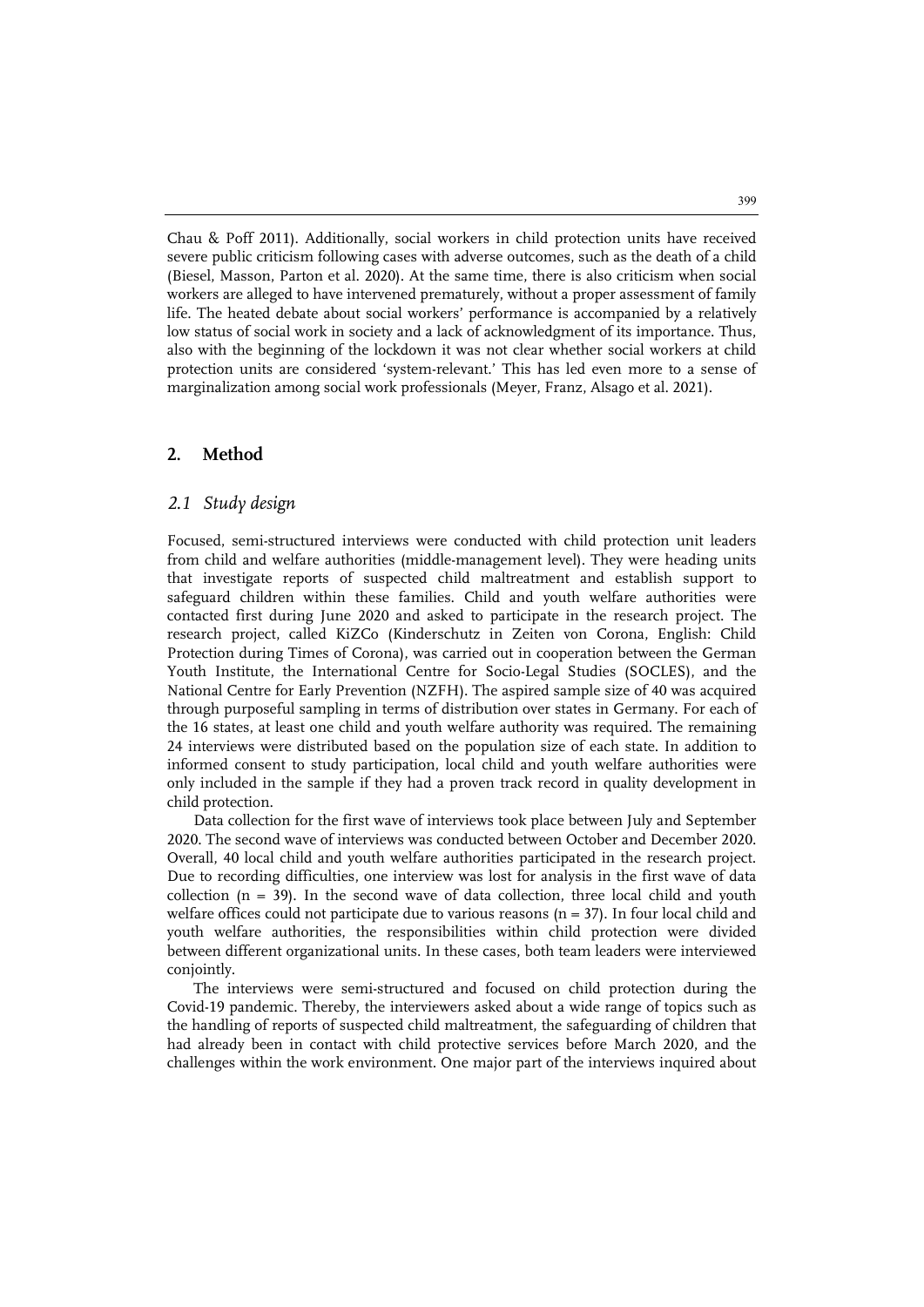Chau & Poff 2011). Additionally, social workers in child protection units have received severe public criticism following cases with adverse outcomes, such as the death of a child (Biesel, Masson, Parton et al. 2020). At the same time, there is also criticism when social workers are alleged to have intervened prematurely, without a proper assessment of family life. The heated debate about social workers' performance is accompanied by a relatively low status of social work in society and a lack of acknowledgment of its importance. Thus, also with the beginning of the lockdown it was not clear whether social workers at child protection units are considered 'system-relevant.' This has led even more to a sense of marginalization among social work professionals (Meyer, Franz, Alsago et al. 2021).

## 2. Method

### *2.1 Study design*

Focused, semi-structured interviews were conducted with child protection unit leaders from child and welfare authorities (middle-management level). They were heading units that investigate reports of suspected child maltreatment and establish support to safeguard children within these families. Child and youth welfare authorities were contacted first during June 2020 and asked to participate in the research project. The research project, called KiZCo (Kinderschutz in Zeiten von Corona, English: Child Protection during Times of Corona), was carried out in cooperation between the German Youth Institute, the International Centre for Socio-Legal Studies (SOCLES), and the National Centre for Early Prevention (NZFH). The aspired sample size of 40 was acquired through purposeful sampling in terms of distribution over states in Germany. For each of the 16 states, at least one child and youth welfare authority was required. The remaining 24 interviews were distributed based on the population size of each state. In addition to informed consent to study participation, local child and youth welfare authorities were only included in the sample if they had a proven track record in quality development in child protection.

Data collection for the first wave of interviews took place between July and September 2020. The second wave of interviews was conducted between October and December 2020. Overall, 40 local child and youth welfare authorities participated in the research project. Due to recording difficulties, one interview was lost for analysis in the first wave of data collection ($n = 39$). In the second wave of data collection, three local child and youth welfare offices could not participate due to various reasons ($n = 37$). In four local child and youth welfare authorities, the responsibilities within child protection were divided between different organizational units. In these cases, both team leaders were interviewed conjointly.

The interviews were semi-structured and focused on child protection during the Covid-19 pandemic. Thereby, the interviewers asked about a wide range of topics such as the handling of reports of suspected child maltreatment, the safeguarding of children that had already been in contact with child protective services before March 2020, and the challenges within the work environment. One major part of the interviews inquired about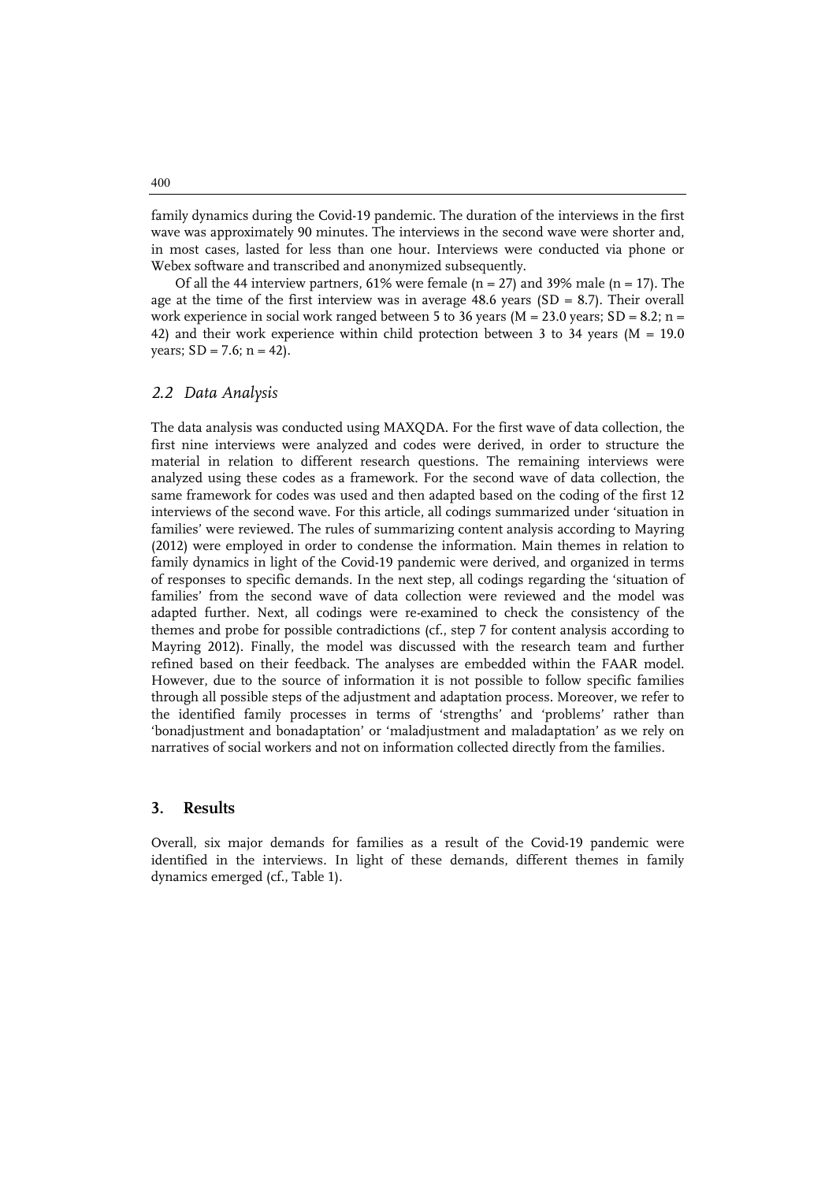family dynamics during the Covid-19 pandemic. The duration of the interviews in the first wave was approximately 90 minutes. The interviews in the second wave were shorter and, in most cases, lasted for less than one hour. Interviews were conducted via phone or Webex software and transcribed and anonymized subsequently.

Of all the 44 interview partners, 61% were female ($n = 27$) and 39% male ($n = 17$). The age at the time of the first interview was in average 48.6 years ($SD = 8.7$). Their overall work experience in social work ranged between 5 to 36 years ($M = 23.0$ years; $SD = 8.2$; $n = 42$) and their work experience within child protection between 3 to 34 years ($M = 19.0$ years; $SD = 7.6$; $n = 42$).

### *2.2 Data Analysis*

The data analysis was conducted using MAXQDA. For the first wave of data collection, the first nine interviews were analyzed and codes were derived, in order to structure the material in relation to different research questions. The remaining interviews were analyzed using these codes as a framework. For the second wave of data collection, the same framework for codes was used and then adapted based on the coding of the first 12 interviews of the second wave. For this article, all codings summarized under 'situation in families' were reviewed. The rules of summarizing content analysis according to Mayring (2012) were employed in order to condense the information. Main themes in relation to family dynamics in light of the Covid-19 pandemic were derived, and organized in terms of responses to specific demands. In the next step, all codings regarding the 'situation of families' from the second wave of data collection were reviewed and the model was adapted further. Next, all codings were re-examined to check the consistency of the themes and probe for possible contradictions (cf., step 7 for content analysis according to Mayring 2012). Finally, the model was discussed with the research team and further refined based on their feedback. The analyses are embedded within the FAAR model. However, due to the source of information it is not possible to follow specific families through all possible steps of the adjustment and adaptation process. Moreover, we refer to the identified family processes in terms of 'strengths' and 'problems' rather than 'bonadjustment and bonadaptation' or 'maladjustment and maladaptation' as we rely on narratives of social workers and not on information collected directly from the families.

## 3. Results

Overall, six major demands for families as a result of the Covid-19 pandemic were identified in the interviews. In light of these demands, different themes in family dynamics emerged (cf., Table 1).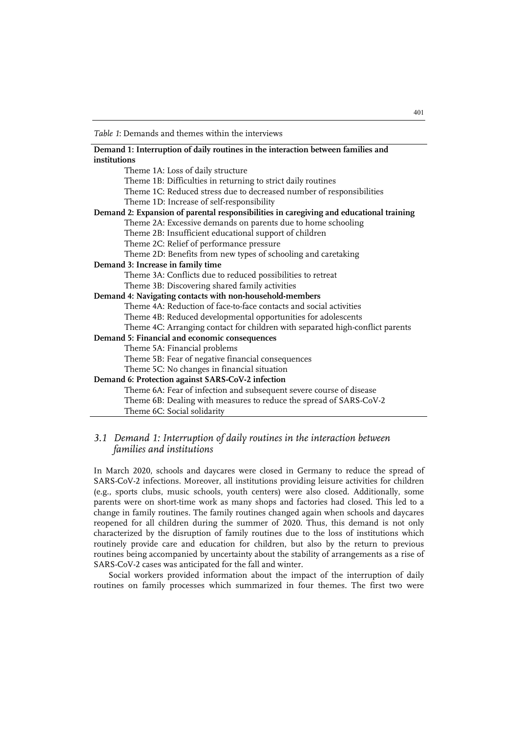*Table 1*: Demands and themes within the interviews

| Demands and themes |
| --- |
| **Demand 1: Interruption of daily routines in the interaction between families and institutions** |
| Theme 1A: Loss of daily structure |
| Theme 1B: Difficulties in returning to strict daily routines |
| Theme 1C: Reduced stress due to decreased number of responsibilities |
| Theme 1D: Increase of self-responsibility |
| **Demand 2: Expansion of parental responsibilities in caregiving and educational training** |
| Theme 2A: Excessive demands on parents due to home schooling |
| Theme 2B: Insufficient educational support of children |
| Theme 2C: Relief of performance pressure |
| Theme 2D: Benefits from new types of schooling and caretaking |
| **Demand 3: Increase in family time** |
| Theme 3A: Conflicts due to reduced possibilities to retreat |
| Theme 3B: Discovering shared family activities |
| **Demand 4: Navigating contacts with non-household-members** |
| Theme 4A: Reduction of face-to-face contacts and social activities |
| Theme 4B: Reduced developmental opportunities for adolescents |
| Theme 4C: Arranging contact for children with separated high-conflict parents |
| **Demand 5: Financial and economic consequences** |
| Theme 5A: Financial problems |
| Theme 5B: Fear of negative financial consequences |
| Theme 5C: No changes in financial situation |
| **Demand 6: Protection against SARS-CoV-2 infection** |
| Theme 6A: Fear of infection and subsequent severe course of disease |
| Theme 6B: Dealing with measures to reduce the spread of SARS-CoV-2 |
| Theme 6C: Social solidarity |

### *3.1 Demand 1: Interruption of daily routines in the interaction between families and institutions*

In March 2020, schools and daycares were closed in Germany to reduce the spread of SARS-CoV-2 infections. Moreover, all institutions providing leisure activities for children (e.g., sports clubs, music schools, youth centers) were also closed. Additionally, some parents were on short-time work as many shops and factories had closed. This led to a change in family routines. The family routines changed again when schools and daycares reopened for all children during the summer of 2020. Thus, this demand is not only characterized by the disruption of family routines due to the loss of institutions which routinely provide care and education for children, but also by the return to previous routines being accompanied by uncertainty about the stability of arrangements as a rise of SARS-CoV-2 cases was anticipated for the fall and winter.

Social workers provided information about the impact of the interruption of daily routines on family processes which summarized in four themes. The first two were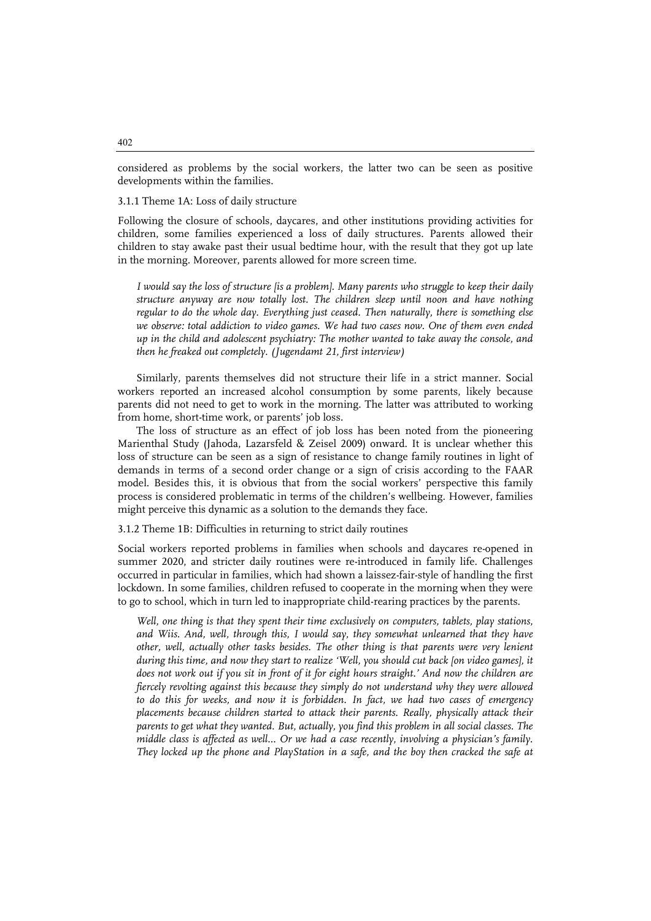considered as problems by the social workers, the latter two can be seen as positive developments within the families.

### 3.1.1 Theme 1A: Loss of daily structure

Following the closure of schools, daycares, and other institutions providing activities for children, some families experienced a loss of daily structures. Parents allowed their children to stay awake past their usual bedtime hour, with the result that they got up late in the morning. Moreover, parents allowed for more screen time.

> *I would say the loss of structure [is a problem]. Many parents who struggle to keep their daily structure anyway are now totally lost. The children sleep until noon and have nothing regular to do the whole day. Everything just ceased. Then naturally, there is something else we observe: total addiction to video games. We had two cases now. One of them even ended up in the child and adolescent psychiatry: The mother wanted to take away the console, and then he freaked out completely. (Jugendamt 21, first interview)*

Similarly, parents themselves did not structure their life in a strict manner. Social workers reported an increased alcohol consumption by some parents, likely because parents did not need to get to work in the morning. The latter was attributed to working from home, short-time work, or parents' job loss.

The loss of structure as an effect of job loss has been noted from the pioneering Marienthal Study (Jahoda, Lazarsfeld & Zeisel 2009) onward. It is unclear whether this loss of structure can be seen as a sign of resistance to change family routines in light of demands in terms of a second order change or a sign of crisis according to the FAAR model. Besides this, it is obvious that from the social workers' perspective this family process is considered problematic in terms of the children's wellbeing. However, families might perceive this dynamic as a solution to the demands they face.

### 3.1.2 Theme 1B: Difficulties in returning to strict daily routines

Social workers reported problems in families when schools and daycares re-opened in summer 2020, and stricter daily routines were re-introduced in family life. Challenges occurred in particular in families, which had shown a laissez-fair-style of handling the first lockdown. In some families, children refused to cooperate in the morning when they were to go to school, which in turn led to inappropriate child-rearing practices by the parents.

> *Well, one thing is that they spent their time exclusively on computers, tablets, play stations, and Wiis. And, well, through this, I would say, they somewhat unlearned that they have other, well, actually other tasks besides. The other thing is that parents were very lenient during this time, and now they start to realize 'Well, you should cut back [on video games], it does not work out if you sit in front of it for eight hours straight.' And now the children are fiercely revolting against this because they simply do not understand why they were allowed to do this for weeks, and now it is forbidden. In fact, we had two cases of emergency placements because children started to attack their parents. Really, physically attack their parents to get what they wanted. But, actually, you find this problem in all social classes. The middle class is affected as well... Or we had a case recently, involving a physician's family. They locked up the phone and PlayStation in a safe, and the boy then cracked the safe at*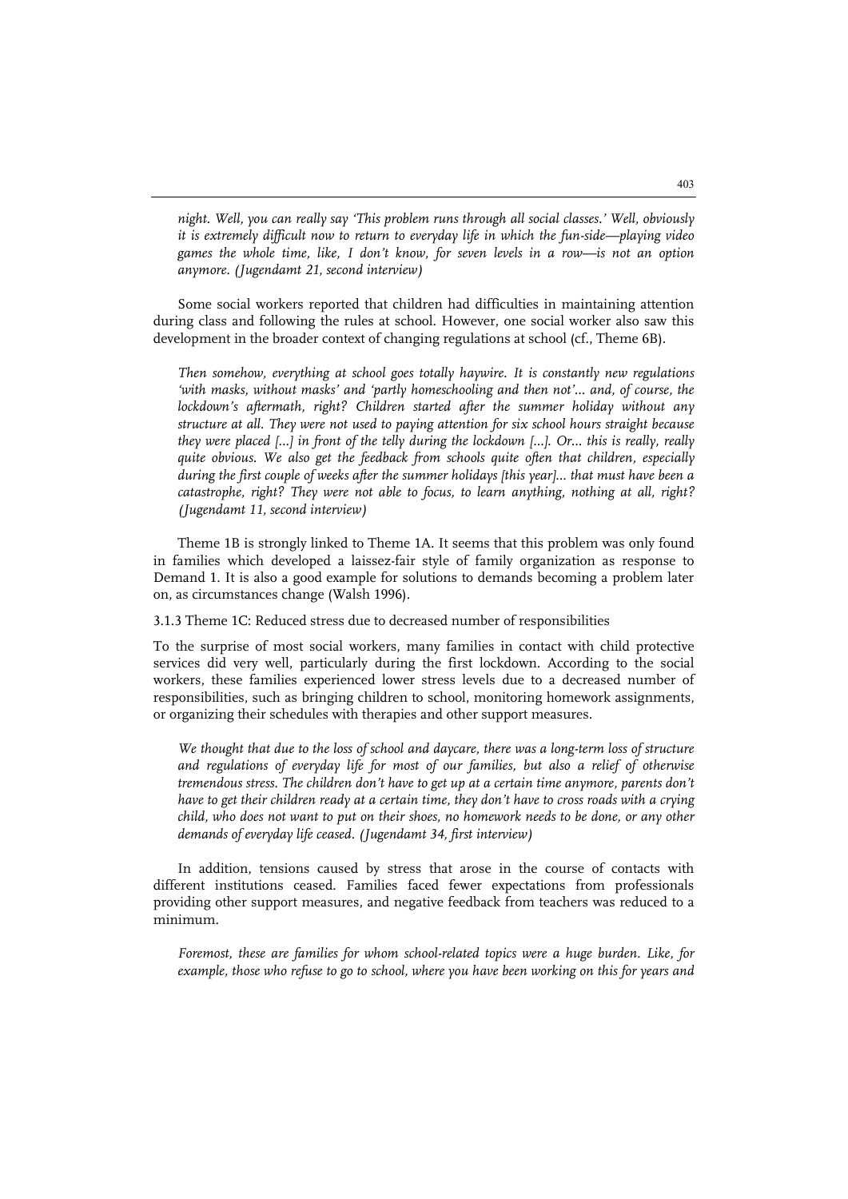*night. Well, you can really say 'This problem runs through all social classes.' Well, obviously it is extremely difficult now to return to everyday life in which the fun-side—playing video games the whole time, like, I don't know, for seven levels in a row—is not an option anymore. (Jugendamt 21, second interview)*

Some social workers reported that children had difficulties in maintaining attention during class and following the rules at school. However, one social worker also saw this development in the broader context of changing regulations at school (cf., Theme 6B).

*Then somehow, everything at school goes totally haywire. It is constantly new regulations 'with masks, without masks' and 'partly homeschooling and then not'... and, of course, the lockdown's aftermath, right? Children started after the summer holiday without any structure at all. They were not used to paying attention for six school hours straight because they were placed [...] in front of the telly during the lockdown [...]. Or... this is really, really quite obvious. We also get the feedback from schools quite often that children, especially during the first couple of weeks after the summer holidays [this year]... that must have been a catastrophe, right? They were not able to focus, to learn anything, nothing at all, right? (Jugendamt 11, second interview)*

Theme 1B is strongly linked to Theme 1A. It seems that this problem was only found in families which developed a laissez-fair style of family organization as response to Demand 1. It is also a good example for solutions to demands becoming a problem later on, as circumstances change (Walsh 1996).

### 3.1.3 Theme 1C: Reduced stress due to decreased number of responsibilities

To the surprise of most social workers, many families in contact with child protective services did very well, particularly during the first lockdown. According to the social workers, these families experienced lower stress levels due to a decreased number of responsibilities, such as bringing children to school, monitoring homework assignments, or organizing their schedules with therapies and other support measures.

*We thought that due to the loss of school and daycare, there was a long-term loss of structure and regulations of everyday life for most of our families, but also a relief of otherwise tremendous stress. The children don't have to get up at a certain time anymore, parents don't have to get their children ready at a certain time, they don't have to cross roads with a crying child, who does not want to put on their shoes, no homework needs to be done, or any other demands of everyday life ceased. (Jugendamt 34, first interview)*

In addition, tensions caused by stress that arose in the course of contacts with different institutions ceased. Families faced fewer expectations from professionals providing other support measures, and negative feedback from teachers was reduced to a minimum.

*Foremost, these are families for whom school-related topics were a huge burden. Like, for example, those who refuse to go to school, where you have been working on this for years and*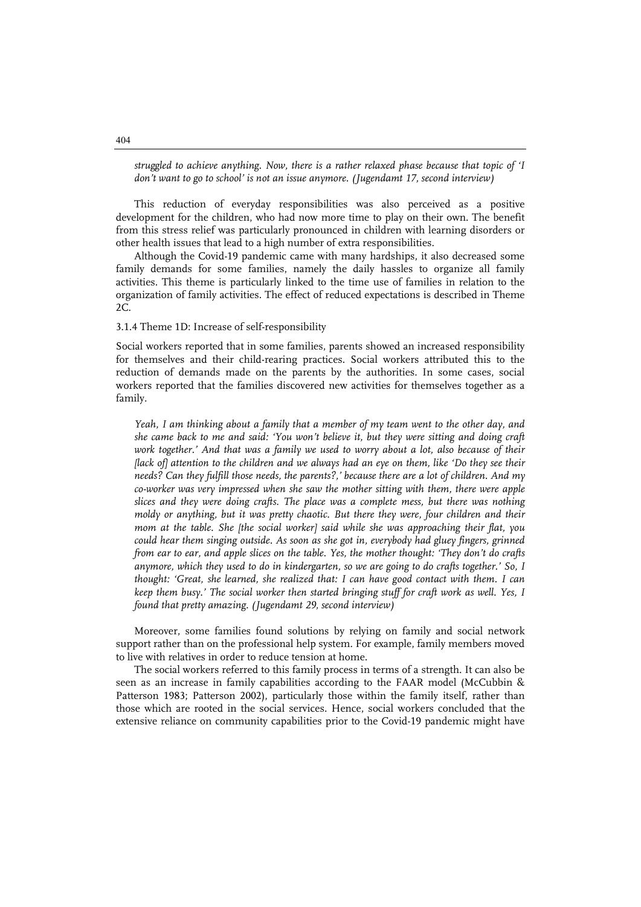*struggled to achieve anything. Now, there is a rather relaxed phase because that topic of 'I don't want to go to school' is not an issue anymore. (Jugendamt 17, second interview)*

This reduction of everyday responsibilities was also perceived as a positive development for the children, who had now more time to play on their own. The benefit from this stress relief was particularly pronounced in children with learning disorders or other health issues that lead to a high number of extra responsibilities.

Although the Covid-19 pandemic came with many hardships, it also decreased some family demands for some families, namely the daily hassles to organize all family activities. This theme is particularly linked to the time use of families in relation to the organization of family activities. The effect of reduced expectations is described in Theme 2C.

### 3.1.4 Theme 1D: Increase of self-responsibility

Social workers reported that in some families, parents showed an increased responsibility for themselves and their child-rearing practices. Social workers attributed this to the reduction of demands made on the parents by the authorities. In some cases, social workers reported that the families discovered new activities for themselves together as a family.

*Yeah, I am thinking about a family that a member of my team went to the other day, and she came back to me and said: 'You won't believe it, but they were sitting and doing craft work together.' And that was a family we used to worry about a lot, also because of their [lack of] attention to the children and we always had an eye on them, like 'Do they see their needs? Can they fulfill those needs, the parents?,' because there are a lot of children. And my co-worker was very impressed when she saw the mother sitting with them, there were apple slices and they were doing crafts. The place was a complete mess, but there was nothing moldy or anything, but it was pretty chaotic. But there they were, four children and their mom at the table. She [the social worker] said while she was approaching their flat, you could hear them singing outside. As soon as she got in, everybody had gluey fingers, grinned from ear to ear, and apple slices on the table. Yes, the mother thought: 'They don't do crafts anymore, which they used to do in kindergarten, so we are going to do crafts together.' So, I thought: 'Great, she learned, she realized that: I can have good contact with them. I can keep them busy.' The social worker then started bringing stuff for craft work as well. Yes, I found that pretty amazing. (Jugendamt 29, second interview)*

Moreover, some families found solutions by relying on family and social network support rather than on the professional help system. For example, family members moved to live with relatives in order to reduce tension at home.

The social workers referred to this family process in terms of a strength. It can also be seen as an increase in family capabilities according to the FAAR model (McCubbin & Patterson 1983; Patterson 2002), particularly those within the family itself, rather than those which are rooted in the social services. Hence, social workers concluded that the extensive reliance on community capabilities prior to the Covid-19 pandemic might have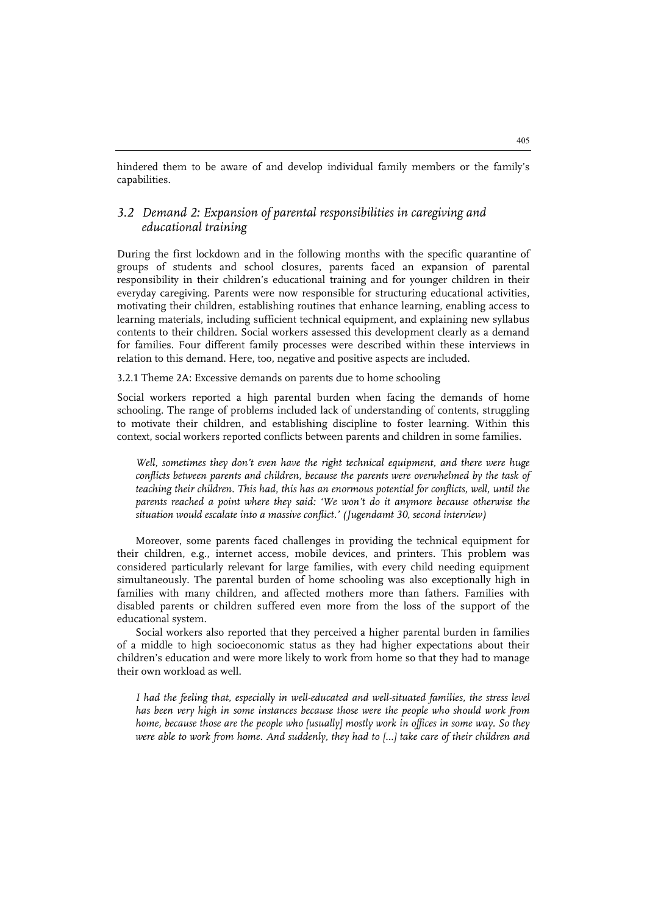hindered them to be aware of and develop individual family members or the family's capabilities.

### *3.2 Demand 2: Expansion of parental responsibilities in caregiving and educational training*

During the first lockdown and in the following months with the specific quarantine of groups of students and school closures, parents faced an expansion of parental responsibility in their children's educational training and for younger children in their everyday caregiving. Parents were now responsible for structuring educational activities, motivating their children, establishing routines that enhance learning, enabling access to learning materials, including sufficient technical equipment, and explaining new syllabus contents to their children. Social workers assessed this development clearly as a demand for families. Four different family processes were described within these interviews in relation to this demand. Here, too, negative and positive aspects are included.

#### 3.2.1 Theme 2A: Excessive demands on parents due to home schooling

Social workers reported a high parental burden when facing the demands of home schooling. The range of problems included lack of understanding of contents, struggling to motivate their children, and establishing discipline to foster learning. Within this context, social workers reported conflicts between parents and children in some families.

> *Well, sometimes they don't even have the right technical equipment, and there were huge conflicts between parents and children, because the parents were overwhelmed by the task of teaching their children. This had, this has an enormous potential for conflicts, well, until the parents reached a point where they said: 'We won't do it anymore because otherwise the situation would escalate into a massive conflict.' (Jugendamt 30, second interview)*

Moreover, some parents faced challenges in providing the technical equipment for their children, e.g., internet access, mobile devices, and printers. This problem was considered particularly relevant for large families, with every child needing equipment simultaneously. The parental burden of home schooling was also exceptionally high in families with many children, and affected mothers more than fathers. Families with disabled parents or children suffered even more from the loss of the support of the educational system.

Social workers also reported that they perceived a higher parental burden in families of a middle to high socioeconomic status as they had higher expectations about their children's education and were more likely to work from home so that they had to manage their own workload as well.

> *I had the feeling that, especially in well-educated and well-situated families, the stress level has been very high in some instances because those were the people who should work from home, because those are the people who [usually] mostly work in offices in some way. So they were able to work from home. And suddenly, they had to [...] take care of their children and*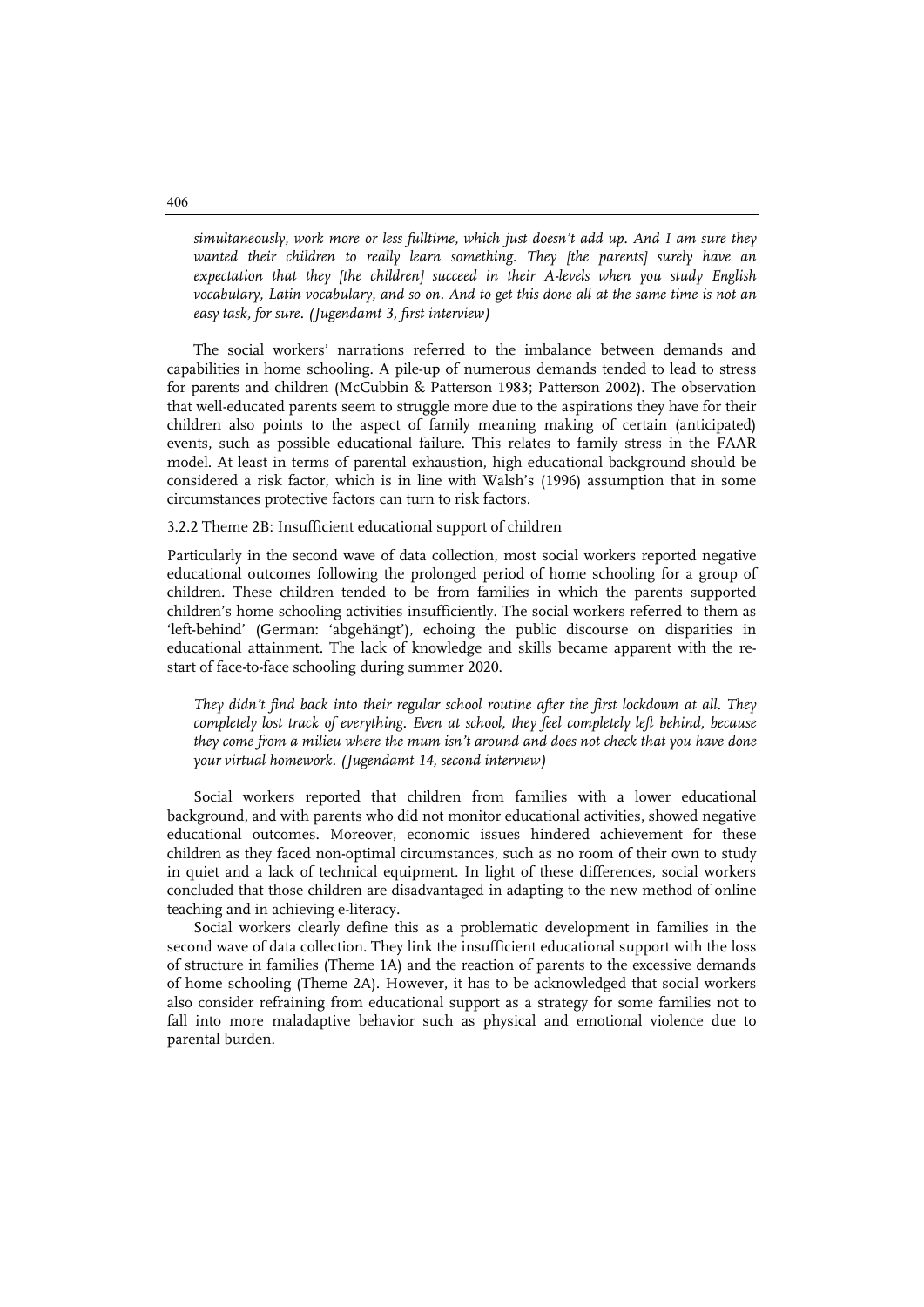*simultaneously, work more or less fulltime, which just doesn't add up. And I am sure they wanted their children to really learn something. They [the parents] surely have an expectation that they [the children] succeed in their A-levels when you study English vocabulary, Latin vocabulary, and so on. And to get this done all at the same time is not an easy task, for sure. (Jugendamt 3, first interview)*

The social workers' narrations referred to the imbalance between demands and capabilities in home schooling. A pile-up of numerous demands tended to lead to stress for parents and children (McCubbin & Patterson 1983; Patterson 2002). The observation that well-educated parents seem to struggle more due to the aspirations they have for their children also points to the aspect of family meaning making of certain (anticipated) events, such as possible educational failure. This relates to family stress in the FAAR model. At least in terms of parental exhaustion, high educational background should be considered a risk factor, which is in line with Walsh's (1996) assumption that in some circumstances protective factors can turn to risk factors.

### 3.2.2 Theme 2B: Insufficient educational support of children

Particularly in the second wave of data collection, most social workers reported negative educational outcomes following the prolonged period of home schooling for a group of children. These children tended to be from families in which the parents supported children's home schooling activities insufficiently. The social workers referred to them as 'left-behind' (German: 'abgehängt'), echoing the public discourse on disparities in educational attainment. The lack of knowledge and skills became apparent with the re-start of face-to-face schooling during summer 2020.

*They didn't find back into their regular school routine after the first lockdown at all. They completely lost track of everything. Even at school, they feel completely left behind, because they come from a milieu where the mum isn't around and does not check that you have done your virtual homework. (Jugendamt 14, second interview)*

Social workers reported that children from families with a lower educational background, and with parents who did not monitor educational activities, showed negative educational outcomes. Moreover, economic issues hindered achievement for these children as they faced non-optimal circumstances, such as no room of their own to study in quiet and a lack of technical equipment. In light of these differences, social workers concluded that those children are disadvantaged in adapting to the new method of online teaching and in achieving e-literacy.

Social workers clearly define this as a problematic development in families in the second wave of data collection. They link the insufficient educational support with the loss of structure in families (Theme 1A) and the reaction of parents to the excessive demands of home schooling (Theme 2A). However, it has to be acknowledged that social workers also consider refraining from educational support as a strategy for some families not to fall into more maladaptive behavior such as physical and emotional violence due to parental burden.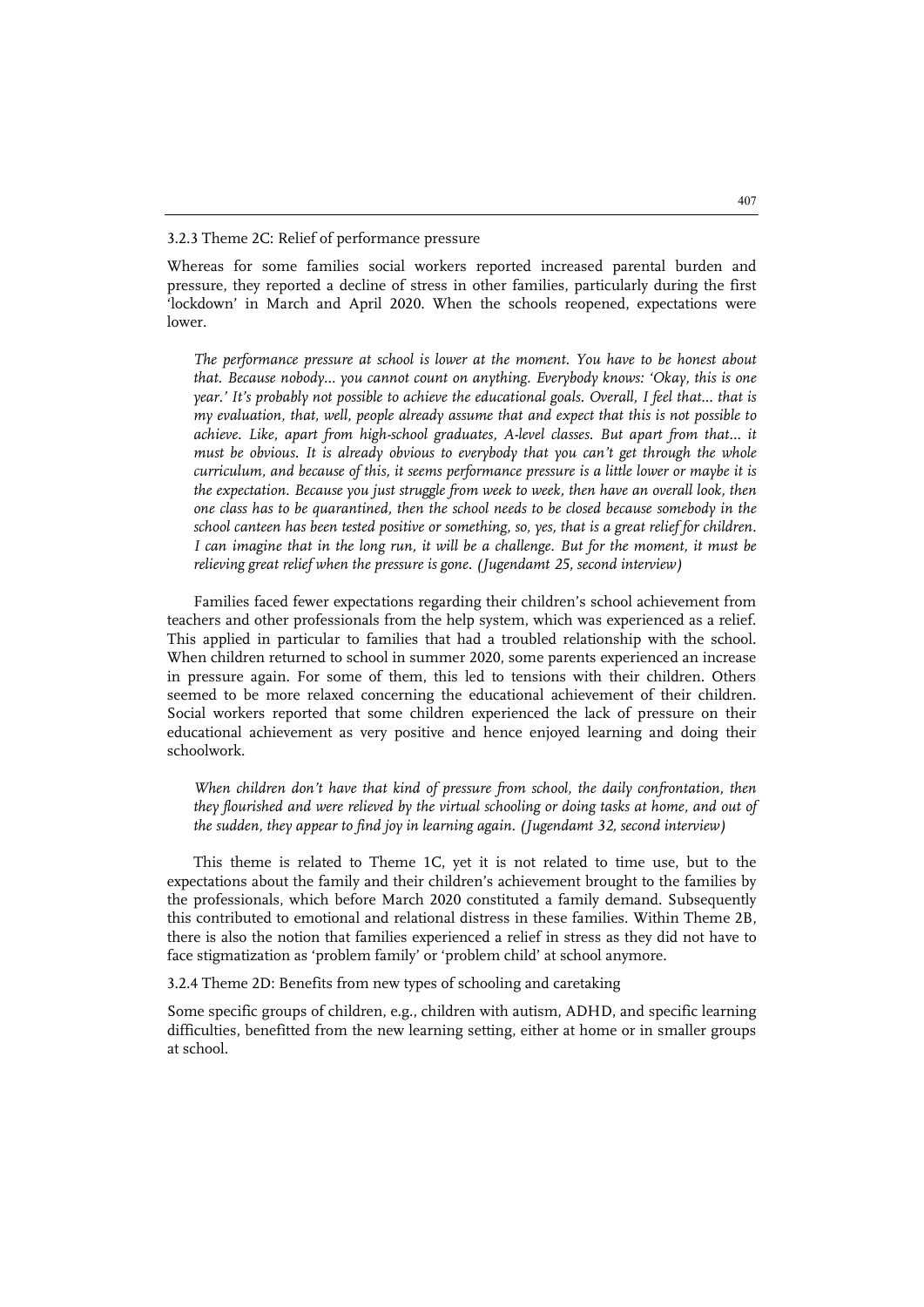### 3.2.3 Theme 2C: Relief of performance pressure

Whereas for some families social workers reported increased parental burden and pressure, they reported a decline of stress in other families, particularly during the first 'lockdown' in March and April 2020. When the schools reopened, expectations were lower.

> *The performance pressure at school is lower at the moment. You have to be honest about that. Because nobody… you cannot count on anything. Everybody knows: 'Okay, this is one year.' It's probably not possible to achieve the educational goals. Overall, I feel that… that is my evaluation, that, well, people already assume that and expect that this is not possible to achieve. Like, apart from high-school graduates, A-level classes. But apart from that… it must be obvious. It is already obvious to everybody that you can't get through the whole curriculum, and because of this, it seems performance pressure is a little lower or maybe it is the expectation. Because you just struggle from week to week, then have an overall look, then one class has to be quarantined, then the school needs to be closed because somebody in the school canteen has been tested positive or something, so, yes, that is a great relief for children. I can imagine that in the long run, it will be a challenge. But for the moment, it must be relieving great relief when the pressure is gone. (Jugendamt 25, second interview)*

Families faced fewer expectations regarding their children's school achievement from teachers and other professionals from the help system, which was experienced as a relief. This applied in particular to families that had a troubled relationship with the school. When children returned to school in summer 2020, some parents experienced an increase in pressure again. For some of them, this led to tensions with their children. Others seemed to be more relaxed concerning the educational achievement of their children. Social workers reported that some children experienced the lack of pressure on their educational achievement as very positive and hence enjoyed learning and doing their schoolwork.

> *When children don't have that kind of pressure from school, the daily confrontation, then they flourished and were relieved by the virtual schooling or doing tasks at home, and out of the sudden, they appear to find joy in learning again. (Jugendamt 32, second interview)*

This theme is related to Theme 1C, yet it is not related to time use, but to the expectations about the family and their children's achievement brought to the families by the professionals, which before March 2020 constituted a family demand. Subsequently this contributed to emotional and relational distress in these families. Within Theme 2B, there is also the notion that families experienced a relief in stress as they did not have to face stigmatization as 'problem family' or 'problem child' at school anymore.

### 3.2.4 Theme 2D: Benefits from new types of schooling and caretaking

Some specific groups of children, e.g., children with autism, ADHD, and specific learning difficulties, benefitted from the new learning setting, either at home or in smaller groups at school.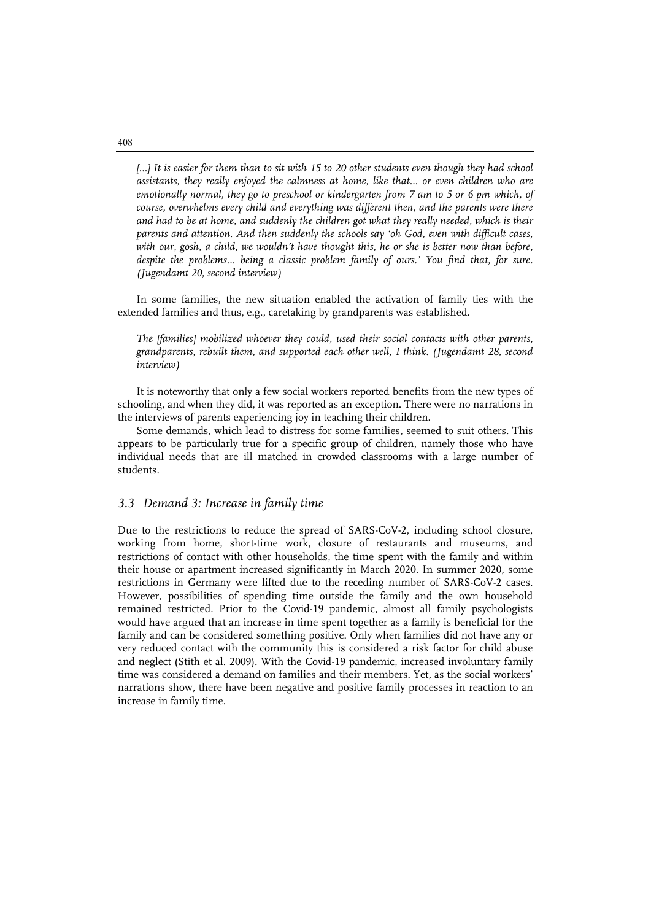*[...] It is easier for them than to sit with 15 to 20 other students even though they had school assistants, they really enjoyed the calmness at home, like that... or even children who are emotionally normal, they go to preschool or kindergarten from 7 am to 5 or 6 pm which, of course, overwhelms every child and everything was different then, and the parents were there and had to be at home, and suddenly the children got what they really needed, which is their parents and attention. And then suddenly the schools say 'oh God, even with difficult cases, with our, gosh, a child, we wouldn't have thought this, he or she is better now than before, despite the problems... being a classic problem family of ours.' You find that, for sure. (Jugendamt 20, second interview)*

In some families, the new situation enabled the activation of family ties with the extended families and thus, e.g., caretaking by grandparents was established.

*The [families] mobilized whoever they could, used their social contacts with other parents, grandparents, rebuilt them, and supported each other well, I think. (Jugendamt 28, second interview)*

It is noteworthy that only a few social workers reported benefits from the new types of schooling, and when they did, it was reported as an exception. There were no narrations in the interviews of parents experiencing joy in teaching their children.

Some demands, which lead to distress for some families, seemed to suit others. This appears to be particularly true for a specific group of children, namely those who have individual needs that are ill matched in crowded classrooms with a large number of students.

### *3.3 Demand 3: Increase in family time*

Due to the restrictions to reduce the spread of SARS-CoV-2, including school closure, working from home, short-time work, closure of restaurants and museums, and restrictions of contact with other households, the time spent with the family and within their house or apartment increased significantly in March 2020. In summer 2020, some restrictions in Germany were lifted due to the receding number of SARS-CoV-2 cases. However, possibilities of spending time outside the family and the own household remained restricted. Prior to the Covid-19 pandemic, almost all family psychologists would have argued that an increase in time spent together as a family is beneficial for the family and can be considered something positive. Only when families did not have any or very reduced contact with the community this is considered a risk factor for child abuse and neglect (Stith et al. 2009). With the Covid-19 pandemic, increased involuntary family time was considered a demand on families and their members. Yet, as the social workers' narrations show, there have been negative and positive family processes in reaction to an increase in family time.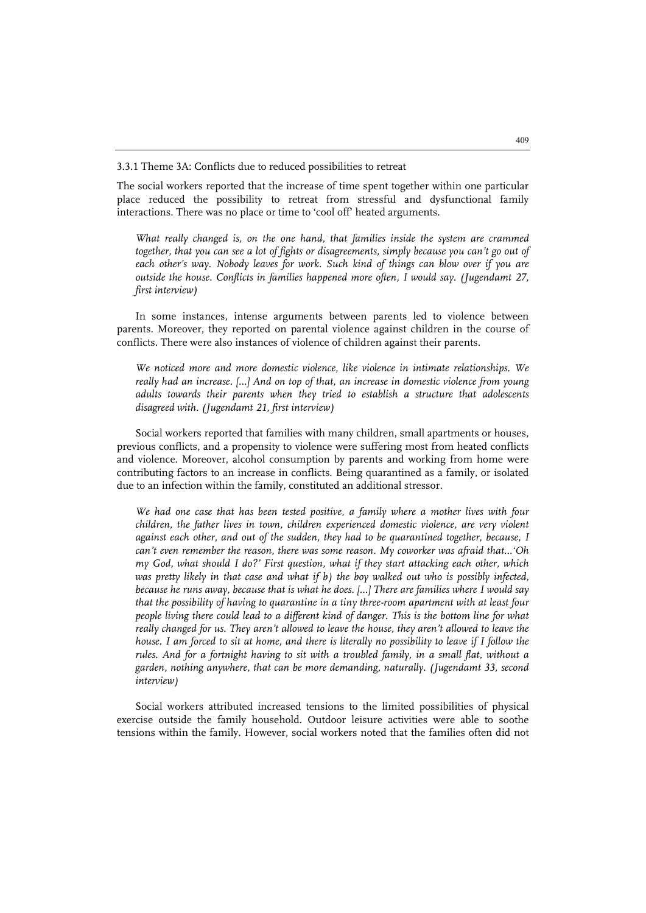### 3.3.1 Theme 3A: Conflicts due to reduced possibilities to retreat

The social workers reported that the increase of time spent together within one particular place reduced the possibility to retreat from stressful and dysfunctional family interactions. There was no place or time to 'cool off' heated arguments.

> *What really changed is, on the one hand, that families inside the system are crammed together, that you can see a lot of fights or disagreements, simply because you can't go out of each other's way. Nobody leaves for work. Such kind of things can blow over if you are outside the house. Conflicts in families happened more often, I would say. (Jugendamt 27, first interview)*

In some instances, intense arguments between parents led to violence between parents. Moreover, they reported on parental violence against children in the course of conflicts. There were also instances of violence of children against their parents.

> *We noticed more and more domestic violence, like violence in intimate relationships. We really had an increase. [...] And on top of that, an increase in domestic violence from young adults towards their parents when they tried to establish a structure that adolescents disagreed with. (Jugendamt 21, first interview)*

Social workers reported that families with many children, small apartments or houses, previous conflicts, and a propensity to violence were suffering most from heated conflicts and violence. Moreover, alcohol consumption by parents and working from home were contributing factors to an increase in conflicts. Being quarantined as a family, or isolated due to an infection within the family, constituted an additional stressor.

> *We had one case that has been tested positive, a family where a mother lives with four children, the father lives in town, children experienced domestic violence, are very violent against each other, and out of the sudden, they had to be quarantined together, because, I can't even remember the reason, there was some reason. My coworker was afraid that...'Oh my God, what should I do?' First question, what if they start attacking each other, which was pretty likely in that case and what if b) the boy walked out who is possibly infected, because he runs away, because that is what he does. [...] There are families where I would say that the possibility of having to quarantine in a tiny three-room apartment with at least four people living there could lead to a different kind of danger. This is the bottom line for what really changed for us. They aren't allowed to leave the house, they aren't allowed to leave the house. I am forced to sit at home, and there is literally no possibility to leave if I follow the rules. And for a fortnight having to sit with a troubled family, in a small flat, without a garden, nothing anywhere, that can be more demanding, naturally. (Jugendamt 33, second interview)*

Social workers attributed increased tensions to the limited possibilities of physical exercise outside the family household. Outdoor leisure activities were able to soothe tensions within the family. However, social workers noted that the families often did not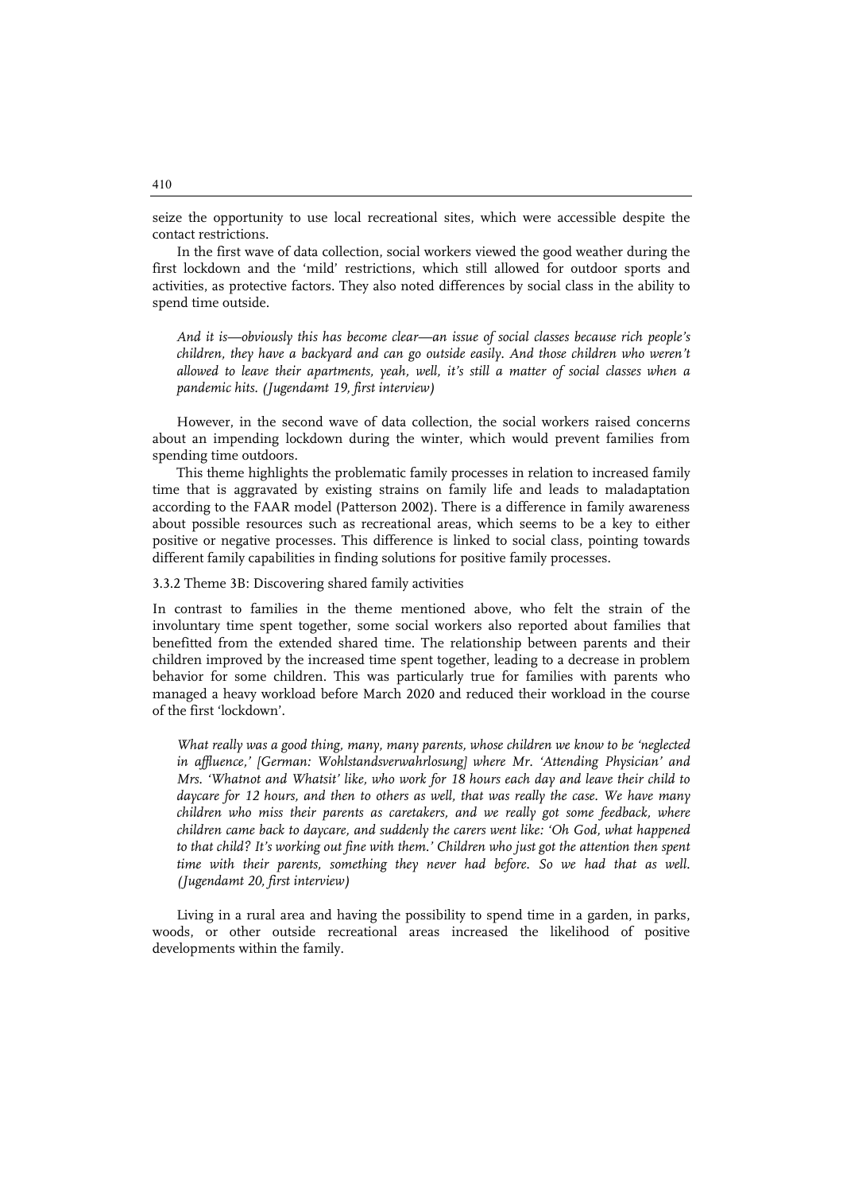seize the opportunity to use local recreational sites, which were accessible despite the contact restrictions.

In the first wave of data collection, social workers viewed the good weather during the first lockdown and the 'mild' restrictions, which still allowed for outdoor sports and activities, as protective factors. They also noted differences by social class in the ability to spend time outside.

> *And it is—obviously this has become clear—an issue of social classes because rich people's children, they have a backyard and can go outside easily. And those children who weren't allowed to leave their apartments, yeah, well, it's still a matter of social classes when a pandemic hits. (Jugendamt 19, first interview)*

However, in the second wave of data collection, the social workers raised concerns about an impending lockdown during the winter, which would prevent families from spending time outdoors.

This theme highlights the problematic family processes in relation to increased family time that is aggravated by existing strains on family life and leads to maladaptation according to the FAAR model (Patterson 2002). There is a difference in family awareness about possible resources such as recreational areas, which seems to be a key to either positive or negative processes. This difference is linked to social class, pointing towards different family capabilities in finding solutions for positive family processes.

### 3.3.2 Theme 3B: Discovering shared family activities

In contrast to families in the theme mentioned above, who felt the strain of the involuntary time spent together, some social workers also reported about families that benefitted from the extended shared time. The relationship between parents and their children improved by the increased time spent together, leading to a decrease in problem behavior for some children. This was particularly true for families with parents who managed a heavy workload before March 2020 and reduced their workload in the course of the first 'lockdown'.

> *What really was a good thing, many, many parents, whose children we know to be 'neglected in affluence,' [German: Wohlstandsverwahrlosung] where Mr. 'Attending Physician' and Mrs. 'Whatnot and Whatsit' like, who work for 18 hours each day and leave their child to daycare for 12 hours, and then to others as well, that was really the case. We have many children who miss their parents as caretakers, and we really got some feedback, where children came back to daycare, and suddenly the carers went like: 'Oh God, what happened to that child? It's working out fine with them.' Children who just got the attention then spent time with their parents, something they never had before. So we had that as well. (Jugendamt 20, first interview)*

Living in a rural area and having the possibility to spend time in a garden, in parks, woods, or other outside recreational areas increased the likelihood of positive developments within the family.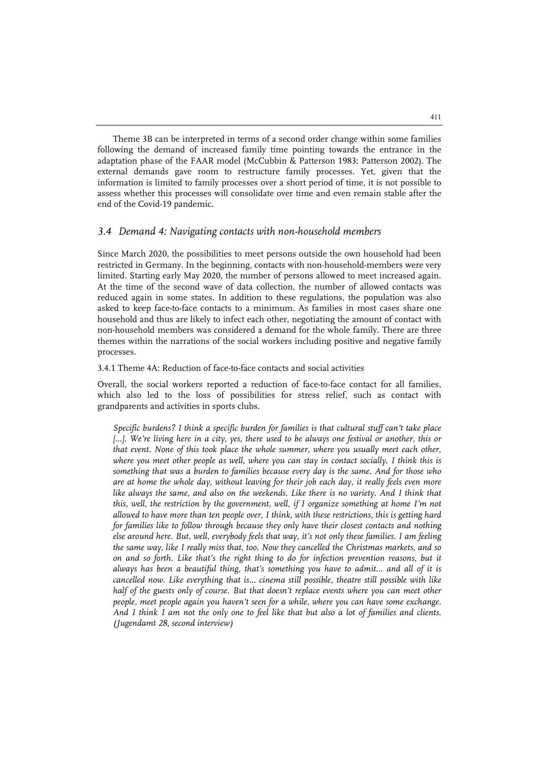Theme 3B can be interpreted in terms of a second order change within some families following the demand of increased family time pointing towards the entrance in the adaptation phase of the FAAR model (McCubbin & Patterson 1983; Patterson 2002). The external demands gave room to restructure family processes. Yet, given that the information is limited to family processes over a short period of time, it is not possible to assess whether this processes will consolidate over time and even remain stable after the end of the Covid-19 pandemic.

### *3.4 Demand 4: Navigating contacts with non-household members*

Since March 2020, the possibilities to meet persons outside the own household had been restricted in Germany. In the beginning, contacts with non-household-members were very limited. Starting early May 2020, the number of persons allowed to meet increased again. At the time of the second wave of data collection, the number of allowed contacts was reduced again in some states. In addition to these regulations, the population was also asked to keep face-to-face contacts to a minimum. As families in most cases share one household and thus are likely to infect each other, negotiating the amount of contact with non-household members was considered a demand for the whole family. There are three themes within the narrations of the social workers including positive and negative family processes.

#### 3.4.1 Theme 4A: Reduction of face-to-face contacts and social activities

Overall, the social workers reported a reduction of face-to-face contact for all families, which also led to the loss of possibilities for stress relief, such as contact with grandparents and activities in sports clubs.

> *Specific burdens? I think a specific burden for families is that cultural stuff can't take place [...]. We're living here in a city, yes, there used to be always one festival or another, this or that event. None of this took place the whole summer, where you usually meet each other, where you meet other people as well, where you can stay in contact socially. I think this is something that was a burden to families because every day is the same. And for those who are at home the whole day, without leaving for their job each day, it really feels even more like always the same, and also on the weekends. Like there is no variety. And I think that this, well, the restriction by the government, well, if I organize something at home I'm not allowed to have more than ten people over, I think, with these restrictions, this is getting hard for families like to follow through because they only have their closest contacts and nothing else around here. But, well, everybody feels that way, it's not only these families. I am feeling the same way, like I really miss that, too. Now they cancelled the Christmas markets, and so on and so forth. Like that's the right thing to do for infection prevention reasons, but it always has been a beautiful thing, that's something you have to admit... and all of it is cancelled now. Like everything that is... cinema still possible, theatre still possible with like half of the guests only of course. But that doesn't replace events where you can meet other people, meet people again you haven't seen for a while, where you can have some exchange. And I think I am not the only one to feel like that but also a lot of families and clients. (Jugendamt 28, second interview)*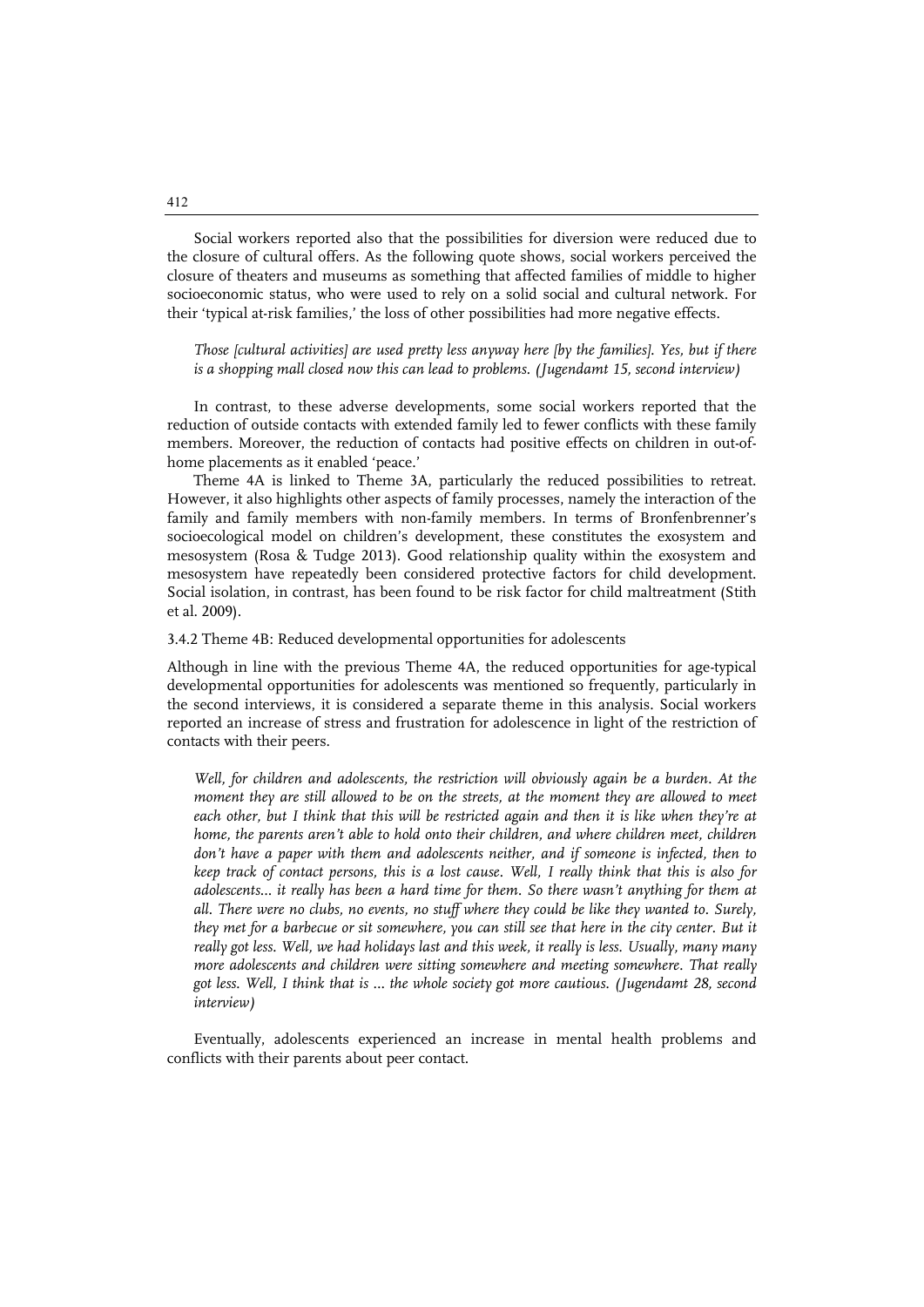Social workers reported also that the possibilities for diversion were reduced due to the closure of cultural offers. As the following quote shows, social workers perceived the closure of theaters and museums as something that affected families of middle to higher socioeconomic status, who were used to rely on a solid social and cultural network. For their 'typical at-risk families,' the loss of other possibilities had more negative effects.

*Those [cultural activities] are used pretty less anyway here [by the families]. Yes, but if there is a shopping mall closed now this can lead to problems. (Jugendamt 15, second interview)*

In contrast, to these adverse developments, some social workers reported that the reduction of outside contacts with extended family led to fewer conflicts with these family members. Moreover, the reduction of contacts had positive effects on children in out-of-home placements as it enabled 'peace.'

Theme 4A is linked to Theme 3A, particularly the reduced possibilities to retreat. However, it also highlights other aspects of family processes, namely the interaction of the family and family members with non-family members. In terms of Bronfenbrenner's socioecological model on children's development, these constitutes the exosystem and mesosystem (Rosa & Tudge 2013). Good relationship quality within the exosystem and mesosystem have repeatedly been considered protective factors for child development. Social isolation, in contrast, has been found to be risk factor for child maltreatment (Stith et al. 2009).

### 3.4.2 Theme 4B: Reduced developmental opportunities for adolescents

Although in line with the previous Theme 4A, the reduced opportunities for age-typical developmental opportunities for adolescents was mentioned so frequently, particularly in the second interviews, it is considered a separate theme in this analysis. Social workers reported an increase of stress and frustration for adolescence in light of the restriction of contacts with their peers.

*Well, for children and adolescents, the restriction will obviously again be a burden. At the moment they are still allowed to be on the streets, at the moment they are allowed to meet each other, but I think that this will be restricted again and then it is like when they're at home, the parents aren't able to hold onto their children, and where children meet, children don't have a paper with them and adolescents neither, and if someone is infected, then to keep track of contact persons, this is a lost cause. Well, I really think that this is also for adolescents... it really has been a hard time for them. So there wasn't anything for them at all. There were no clubs, no events, no stuff where they could be like they wanted to. Surely, they met for a barbecue or sit somewhere, you can still see that here in the city center. But it really got less. Well, we had holidays last and this week, it really is less. Usually, many many more adolescents and children were sitting somewhere and meeting somewhere. That really got less. Well, I think that is ... the whole society got more cautious. (Jugendamt 28, second interview)*

Eventually, adolescents experienced an increase in mental health problems and conflicts with their parents about peer contact.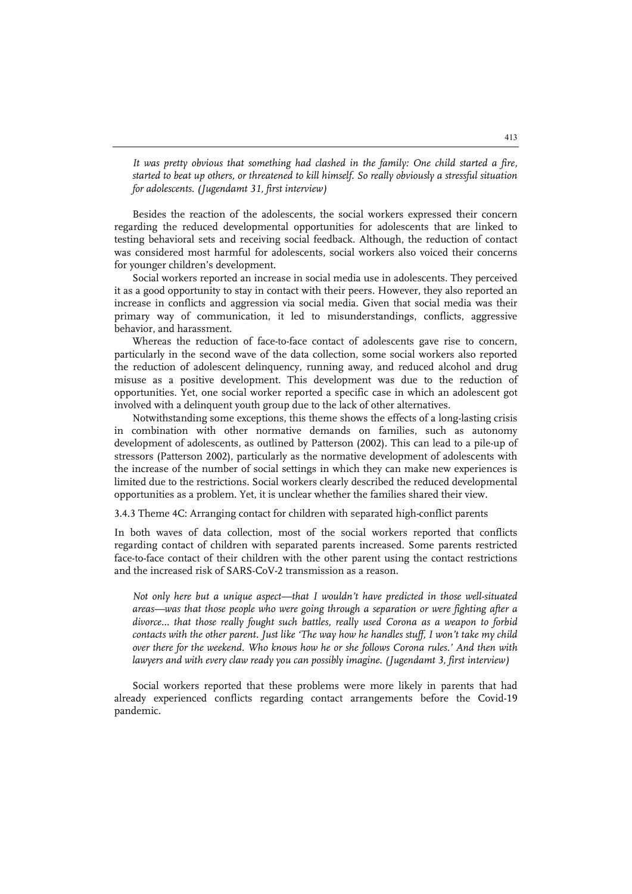*It was pretty obvious that something had clashed in the family: One child started a fire, started to beat up others, or threatened to kill himself. So really obviously a stressful situation for adolescents. (Jugendamt 31, first interview)*

Besides the reaction of the adolescents, the social workers expressed their concern regarding the reduced developmental opportunities for adolescents that are linked to testing behavioral sets and receiving social feedback. Although, the reduction of contact was considered most harmful for adolescents, social workers also voiced their concerns for younger children's development.

Social workers reported an increase in social media use in adolescents. They perceived it as a good opportunity to stay in contact with their peers. However, they also reported an increase in conflicts and aggression via social media. Given that social media was their primary way of communication, it led to misunderstandings, conflicts, aggressive behavior, and harassment.

Whereas the reduction of face-to-face contact of adolescents gave rise to concern, particularly in the second wave of the data collection, some social workers also reported the reduction of adolescent delinquency, running away, and reduced alcohol and drug misuse as a positive development. This development was due to the reduction of opportunities. Yet, one social worker reported a specific case in which an adolescent got involved with a delinquent youth group due to the lack of other alternatives.

Notwithstanding some exceptions, this theme shows the effects of a long-lasting crisis in combination with other normative demands on families, such as autonomy development of adolescents, as outlined by Patterson (2002). This can lead to a pile-up of stressors (Patterson 2002), particularly as the normative development of adolescents with the increase of the number of social settings in which they can make new experiences is limited due to the restrictions. Social workers clearly described the reduced developmental opportunities as a problem. Yet, it is unclear whether the families shared their view.

### 3.4.3 Theme 4C: Arranging contact for children with separated high-conflict parents

In both waves of data collection, most of the social workers reported that conflicts regarding contact of children with separated parents increased. Some parents restricted face-to-face contact of their children with the other parent using the contact restrictions and the increased risk of SARS-CoV-2 transmission as a reason.

*Not only here but a unique aspect—that I wouldn't have predicted in those well-situated areas—was that those people who were going through a separation or were fighting after a divorce... that those really fought such battles, really used Corona as a weapon to forbid contacts with the other parent. Just like 'The way how he handles stuff, I won't take my child over there for the weekend. Who knows how he or she follows Corona rules.' And then with lawyers and with every claw ready you can possibly imagine. (Jugendamt 3, first interview)*

Social workers reported that these problems were more likely in parents that had already experienced conflicts regarding contact arrangements before the Covid-19 pandemic.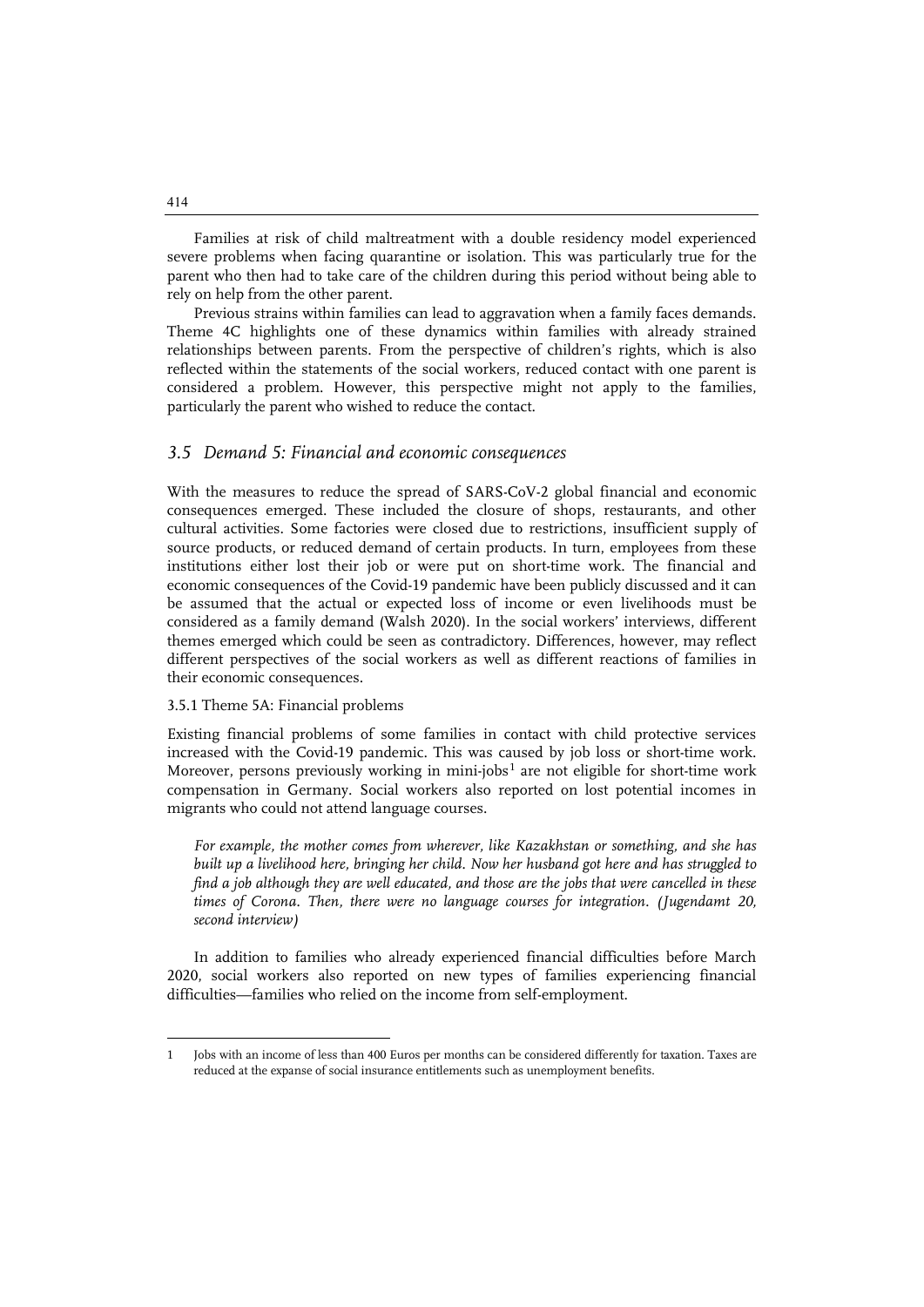Families at risk of child maltreatment with a double residency model experienced severe problems when facing quarantine or isolation. This was particularly true for the parent who then had to take care of the children during this period without being able to rely on help from the other parent.

Previous strains within families can lead to aggravation when a family faces demands. Theme 4C highlights one of these dynamics within families with already strained relationships between parents. From the perspective of children's rights, which is also reflected within the statements of the social workers, reduced contact with one parent is considered a problem. However, this perspective might not apply to the families, particularly the parent who wished to reduce the contact.

### *3.5 Demand 5: Financial and economic consequences*

With the measures to reduce the spread of SARS-CoV-2 global financial and economic consequences emerged. These included the closure of shops, restaurants, and other cultural activities. Some factories were closed due to restrictions, insufficient supply of source products, or reduced demand of certain products. In turn, employees from these institutions either lost their job or were put on short-time work. The financial and economic consequences of the Covid-19 pandemic have been publicly discussed and it can be assumed that the actual or expected loss of income or even livelihoods must be considered as a family demand (Walsh 2020). In the social workers' interviews, different themes emerged which could be seen as contradictory. Differences, however, may reflect different perspectives of the social workers as well as different reactions of families in their economic consequences.

#### 3.5.1 Theme 5A: Financial problems

Existing financial problems of some families in contact with child protective services increased with the Covid-19 pandemic. This was caused by job loss or short-time work. Moreover, persons previously working in mini-jobs[1] are not eligible for short-time work compensation in Germany. Social workers also reported on lost potential incomes in migrants who could not attend language courses.

> *For example, the mother comes from wherever, like Kazakhstan or something, and she has built up a livelihood here, bringing her child. Now her husband got here and has struggled to find a job although they are well educated, and those are the jobs that were cancelled in these times of Corona. Then, there were no language courses for integration. (Jugendamt 20, second interview)*

In addition to families who already experienced financial difficulties before March 2020, social workers also reported on new types of families experiencing financial difficulties—families who relied on the income from self-employment.

---

1 Jobs with an income of less than 400 Euros per months can be considered differently for taxation. Taxes are reduced at the expanse of social insurance entitlements such as unemployment benefits.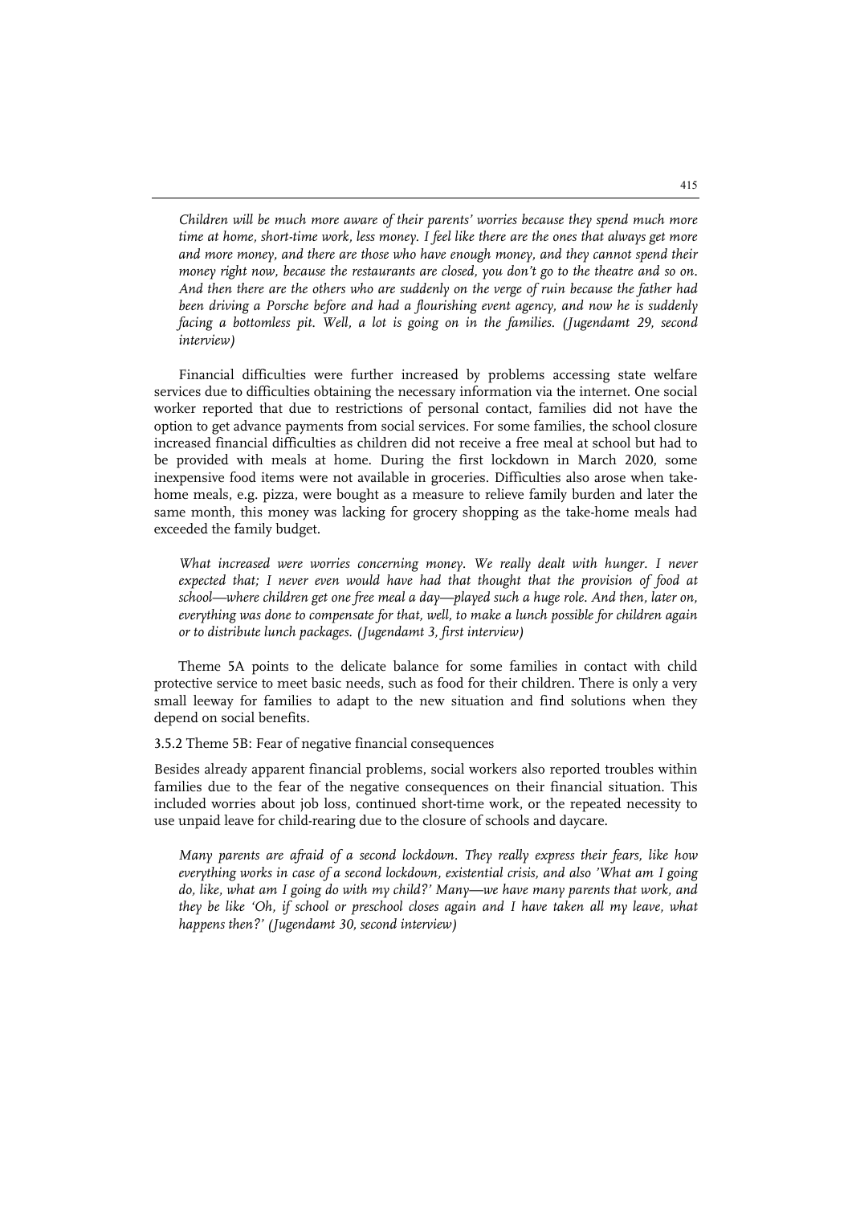*Children will be much more aware of their parents' worries because they spend much more time at home, short-time work, less money. I feel like there are the ones that always get more and more money, and there are those who have enough money, and they cannot spend their money right now, because the restaurants are closed, you don't go to the theatre and so on. And then there are the others who are suddenly on the verge of ruin because the father had been driving a Porsche before and had a flourishing event agency, and now he is suddenly facing a bottomless pit. Well, a lot is going on in the families. (Jugendamt 29, second interview)*

Financial difficulties were further increased by problems accessing state welfare services due to difficulties obtaining the necessary information via the internet. One social worker reported that due to restrictions of personal contact, families did not have the option to get advance payments from social services. For some families, the school closure increased financial difficulties as children did not receive a free meal at school but had to be provided with meals at home. During the first lockdown in March 2020, some inexpensive food items were not available in groceries. Difficulties also arose when take-home meals, e.g. pizza, were bought as a measure to relieve family burden and later the same month, this money was lacking for grocery shopping as the take-home meals had exceeded the family budget.

*What increased were worries concerning money. We really dealt with hunger. I never expected that; I never even would have had that thought that the provision of food at school—where children get one free meal a day—played such a huge role. And then, later on, everything was done to compensate for that, well, to make a lunch possible for children again or to distribute lunch packages. (Jugendamt 3, first interview)*

Theme 5A points to the delicate balance for some families in contact with child protective service to meet basic needs, such as food for their children. There is only a very small leeway for families to adapt to the new situation and find solutions when they depend on social benefits.

### 3.5.2 Theme 5B: Fear of negative financial consequences

Besides already apparent financial problems, social workers also reported troubles within families due to the fear of the negative consequences on their financial situation. This included worries about job loss, continued short-time work, or the repeated necessity to use unpaid leave for child-rearing due to the closure of schools and daycare.

*Many parents are afraid of a second lockdown. They really express their fears, like how everything works in case of a second lockdown, existential crisis, and also 'What am I going do, like, what am I going do with my child?' Many—we have many parents that work, and they be like 'Oh, if school or preschool closes again and I have taken all my leave, what happens then?' (Jugendamt 30, second interview)*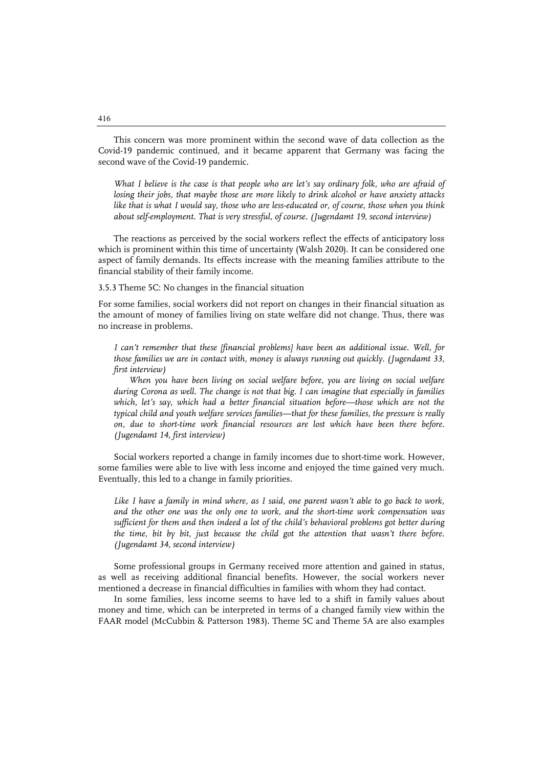This concern was more prominent within the second wave of data collection as the Covid-19 pandemic continued, and it became apparent that Germany was facing the second wave of the Covid-19 pandemic.

> *What I believe is the case is that people who are let's say ordinary folk, who are afraid of losing their jobs, that maybe those are more likely to drink alcohol or have anxiety attacks like that is what I would say, those who are less-educated or, of course, those when you think about self-employment. That is very stressful, of course. (Jugendamt 19, second interview)*

The reactions as perceived by the social workers reflect the effects of anticipatory loss which is prominent within this time of uncertainty (Walsh 2020). It can be considered one aspect of family demands. Its effects increase with the meaning families attribute to the financial stability of their family income.

### 3.5.3 Theme 5C: No changes in the financial situation

For some families, social workers did not report on changes in their financial situation as the amount of money of families living on state welfare did not change. Thus, there was no increase in problems.

> *I can't remember that these [financial problems] have been an additional issue. Well, for those families we are in contact with, money is always running out quickly. (Jugendamt 33, first interview)*
>
> *When you have been living on social welfare before, you are living on social welfare during Corona as well. The change is not that big. I can imagine that especially in families which, let's say, which had a better financial situation before—those which are not the typical child and youth welfare services families—that for these families, the pressure is really on, due to short-time work financial resources are lost which have been there before. (Jugendamt 14, first interview)*

Social workers reported a change in family incomes due to short-time work. However, some families were able to live with less income and enjoyed the time gained very much. Eventually, this led to a change in family priorities.

> *Like I have a family in mind where, as I said, one parent wasn't able to go back to work, and the other one was the only one to work, and the short-time work compensation was sufficient for them and then indeed a lot of the child's behavioral problems got better during the time, bit by bit, just because the child got the attention that wasn't there before. (Jugendamt 34, second interview)*

Some professional groups in Germany received more attention and gained in status, as well as receiving additional financial benefits. However, the social workers never mentioned a decrease in financial difficulties in families with whom they had contact.

In some families, less income seems to have led to a shift in family values about money and time, which can be interpreted in terms of a changed family view within the FAAR model (McCubbin & Patterson 1983). Theme 5C and Theme 5A are also examples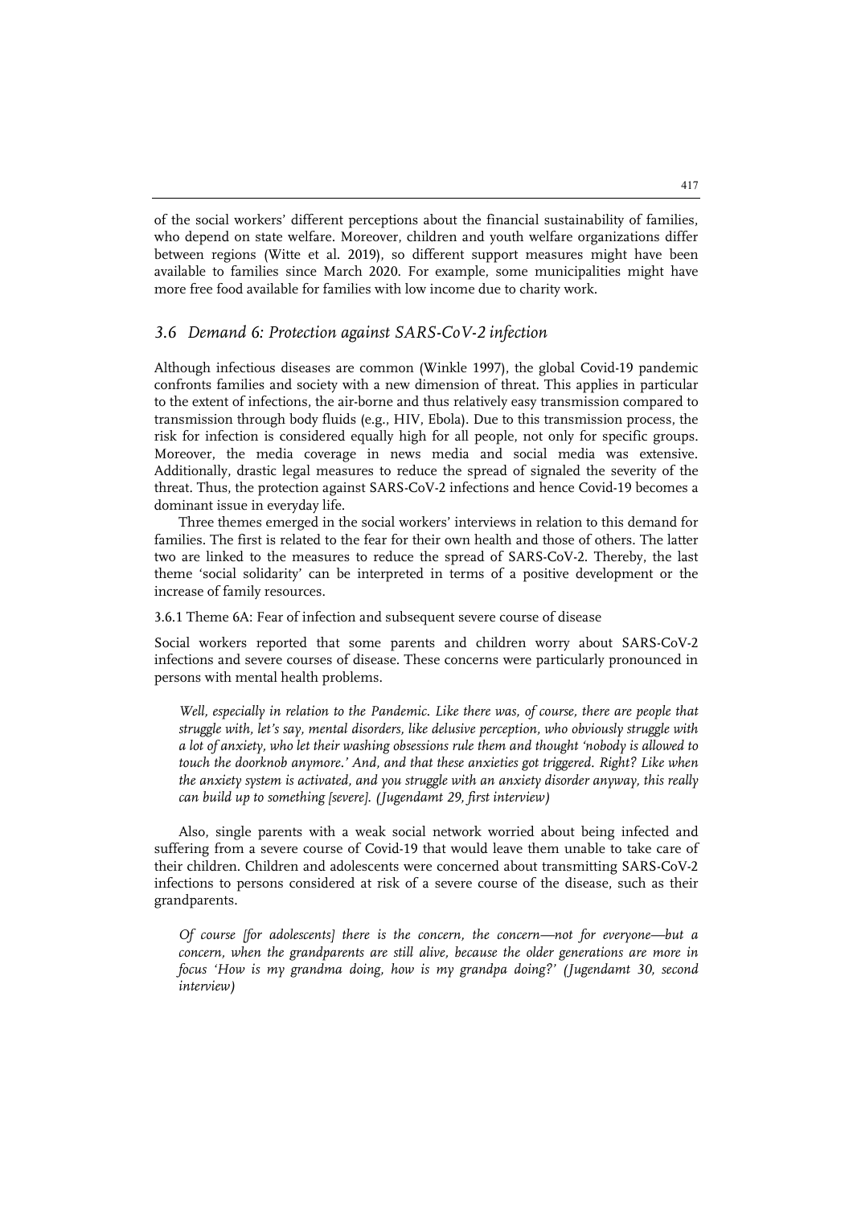of the social workers' different perceptions about the financial sustainability of families, who depend on state welfare. Moreover, children and youth welfare organizations differ between regions (Witte et al. 2019), so different support measures might have been available to families since March 2020. For example, some municipalities might have more free food available for families with low income due to charity work.

### *3.6 Demand 6: Protection against SARS-CoV-2 infection*

Although infectious diseases are common (Winkle 1997), the global Covid-19 pandemic confronts families and society with a new dimension of threat. This applies in particular to the extent of infections, the air-borne and thus relatively easy transmission compared to transmission through body fluids (e.g., HIV, Ebola). Due to this transmission process, the risk for infection is considered equally high for all people, not only for specific groups. Moreover, the media coverage in news media and social media was extensive. Additionally, drastic legal measures to reduce the spread of signaled the severity of the threat. Thus, the protection against SARS-CoV-2 infections and hence Covid-19 becomes a dominant issue in everyday life.

Three themes emerged in the social workers' interviews in relation to this demand for families. The first is related to the fear for their own health and those of others. The latter two are linked to the measures to reduce the spread of SARS-CoV-2. Thereby, the last theme 'social solidarity' can be interpreted in terms of a positive development or the increase of family resources.

#### 3.6.1 Theme 6A: Fear of infection and subsequent severe course of disease

Social workers reported that some parents and children worry about SARS-CoV-2 infections and severe courses of disease. These concerns were particularly pronounced in persons with mental health problems.

> *Well, especially in relation to the Pandemic. Like there was, of course, there are people that struggle with, let's say, mental disorders, like delusive perception, who obviously struggle with a lot of anxiety, who let their washing obsessions rule them and thought 'nobody is allowed to touch the doorknob anymore.' And, and that these anxieties got triggered. Right? Like when the anxiety system is activated, and you struggle with an anxiety disorder anyway, this really can build up to something [severe]. (Jugendamt 29, first interview)*

Also, single parents with a weak social network worried about being infected and suffering from a severe course of Covid-19 that would leave them unable to take care of their children. Children and adolescents were concerned about transmitting SARS-CoV-2 infections to persons considered at risk of a severe course of the disease, such as their grandparents.

> *Of course [for adolescents] there is the concern, the concern—not for everyone—but a concern, when the grandparents are still alive, because the older generations are more in focus 'How is my grandma doing, how is my grandpa doing?' (Jugendamt 30, second interview)*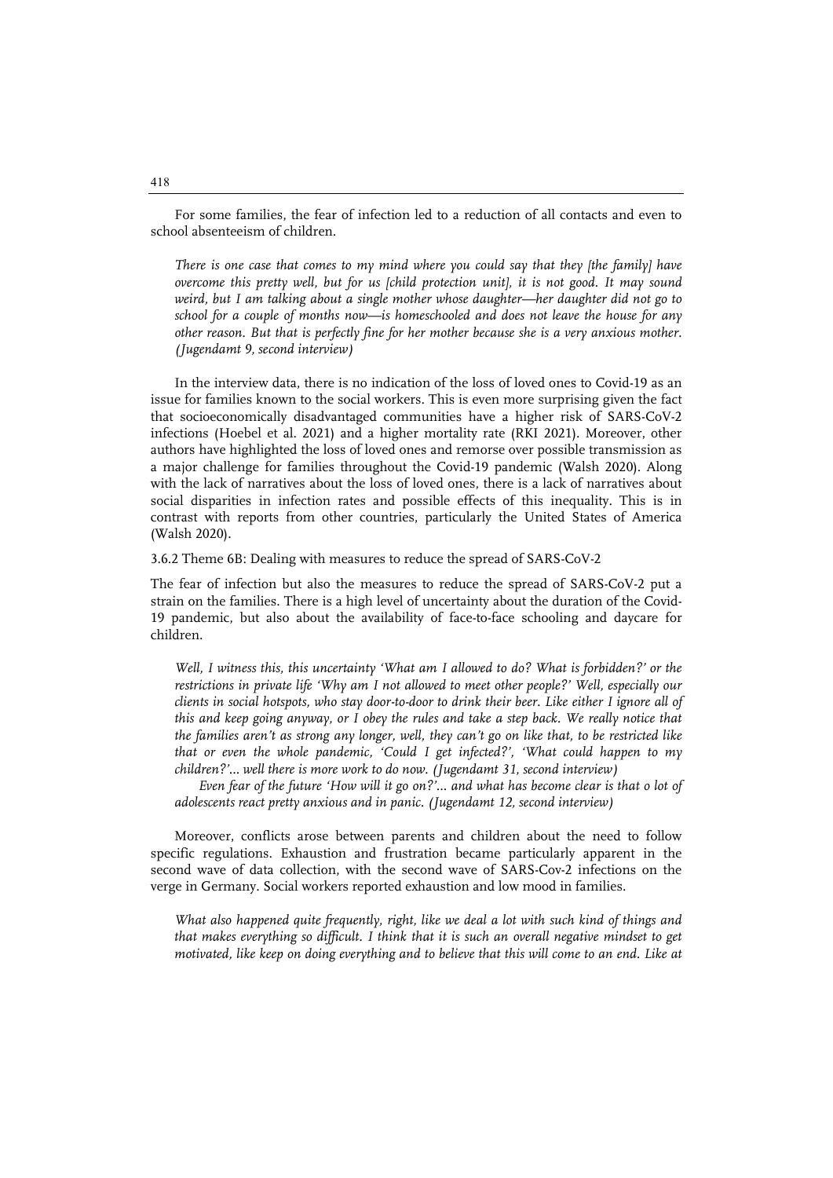For some families, the fear of infection led to a reduction of all contacts and even to school absenteeism of children.

> *There is one case that comes to my mind where you could say that they [the family] have overcome this pretty well, but for us [child protection unit], it is not good. It may sound weird, but I am talking about a single mother whose daughter—her daughter did not go to school for a couple of months now—is homeschooled and does not leave the house for any other reason. But that is perfectly fine for her mother because she is a very anxious mother. (Jugendamt 9, second interview)*

In the interview data, there is no indication of the loss of loved ones to Covid-19 as an issue for families known to the social workers. This is even more surprising given the fact that socioeconomically disadvantaged communities have a higher risk of SARS-CoV-2 infections (Hoebel et al. 2021) and a higher mortality rate (RKI 2021). Moreover, other authors have highlighted the loss of loved ones and remorse over possible transmission as a major challenge for families throughout the Covid-19 pandemic (Walsh 2020). Along with the lack of narratives about the loss of loved ones, there is a lack of narratives about social disparities in infection rates and possible effects of this inequality. This is in contrast with reports from other countries, particularly the United States of America (Walsh 2020).

#### 3.6.2 Theme 6B: Dealing with measures to reduce the spread of SARS-CoV-2

The fear of infection but also the measures to reduce the spread of SARS-CoV-2 put a strain on the families. There is a high level of uncertainty about the duration of the Covid-19 pandemic, but also about the availability of face-to-face schooling and daycare for children.

> *Well, I witness this, this uncertainty 'What am I allowed to do? What is forbidden?' or the restrictions in private life 'Why am I not allowed to meet other people?' Well, especially our clients in social hotspots, who stay door-to-door to drink their beer. Like either I ignore all of this and keep going anyway, or I obey the rules and take a step back. We really notice that the families aren't as strong any longer, well, they can't go on like that, to be restricted like that or even the whole pandemic, 'Could I get infected?', 'What could happen to my children?'... well there is more work to do now. (Jugendamt 31, second interview)*
>
> *Even fear of the future 'How will it go on?'... and what has become clear is that o lot of adolescents react pretty anxious and in panic. (Jugendamt 12, second interview)*

Moreover, conflicts arose between parents and children about the need to follow specific regulations. Exhaustion and frustration became particularly apparent in the second wave of data collection, with the second wave of SARS-Cov-2 infections on the verge in Germany. Social workers reported exhaustion and low mood in families.

> *What also happened quite frequently, right, like we deal a lot with such kind of things and that makes everything so difficult. I think that it is such an overall negative mindset to get motivated, like keep on doing everything and to believe that this will come to an end. Like at*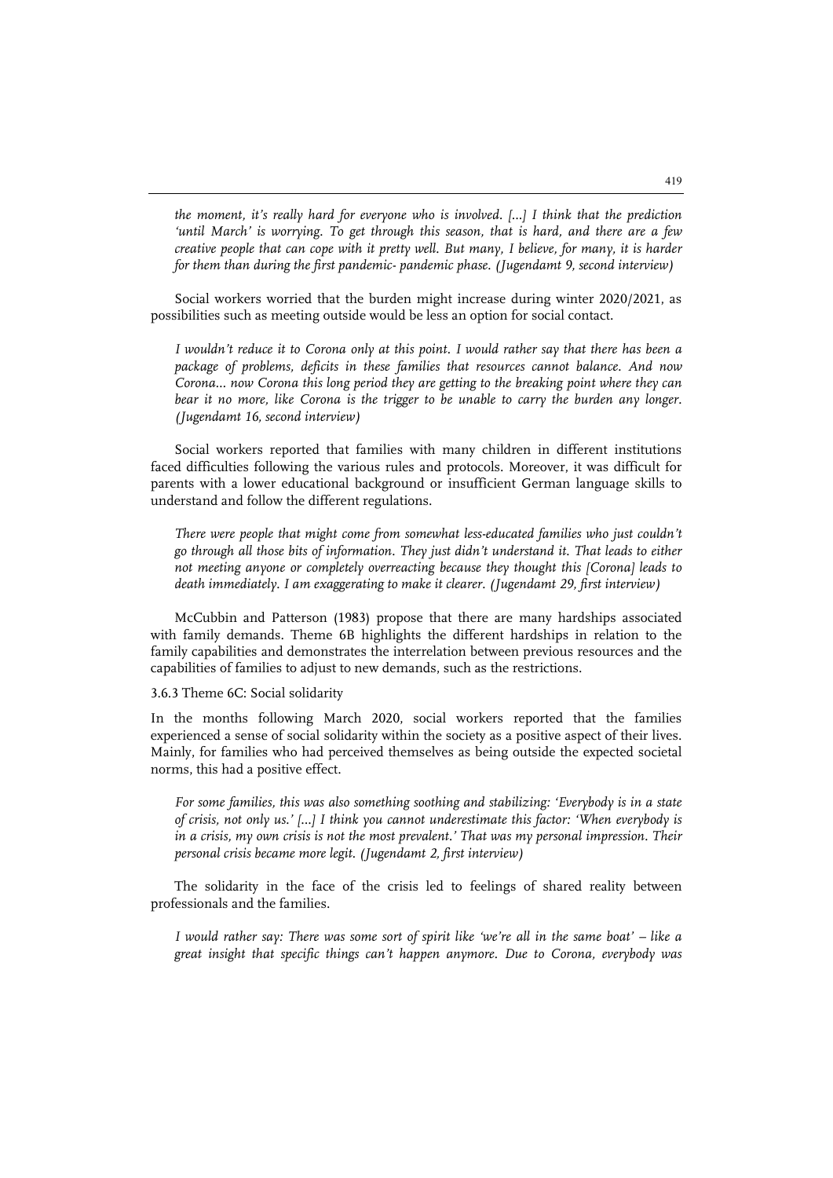*the moment, it's really hard for everyone who is involved. [...] I think that the prediction 'until March' is worrying. To get through this season, that is hard, and there are a few creative people that can cope with it pretty well. But many, I believe, for many, it is harder for them than during the first pandemic- pandemic phase. (Jugendamt 9, second interview)*

Social workers worried that the burden might increase during winter 2020/2021, as possibilities such as meeting outside would be less an option for social contact.

*I wouldn't reduce it to Corona only at this point. I would rather say that there has been a package of problems, deficits in these families that resources cannot balance. And now Corona... now Corona this long period they are getting to the breaking point where they can bear it no more, like Corona is the trigger to be unable to carry the burden any longer. (Jugendamt 16, second interview)*

Social workers reported that families with many children in different institutions faced difficulties following the various rules and protocols. Moreover, it was difficult for parents with a lower educational background or insufficient German language skills to understand and follow the different regulations.

*There were people that might come from somewhat less-educated families who just couldn't go through all those bits of information. They just didn't understand it. That leads to either not meeting anyone or completely overreacting because they thought this [Corona] leads to death immediately. I am exaggerating to make it clearer. (Jugendamt 29, first interview)*

McCubbin and Patterson (1983) propose that there are many hardships associated with family demands. Theme 6B highlights the different hardships in relation to the family capabilities and demonstrates the interrelation between previous resources and the capabilities of families to adjust to new demands, such as the restrictions.

### 3.6.3 Theme 6C: Social solidarity

In the months following March 2020, social workers reported that the families experienced a sense of social solidarity within the society as a positive aspect of their lives. Mainly, for families who had perceived themselves as being outside the expected societal norms, this had a positive effect.

*For some families, this was also something soothing and stabilizing: 'Everybody is in a state of crisis, not only us.' [...] I think you cannot underestimate this factor: 'When everybody is in a crisis, my own crisis is not the most prevalent.' That was my personal impression. Their personal crisis became more legit. (Jugendamt 2, first interview)*

The solidarity in the face of the crisis led to feelings of shared reality between professionals and the families.

*I would rather say: There was some sort of spirit like 'we're all in the same boat' – like a great insight that specific things can't happen anymore. Due to Corona, everybody was*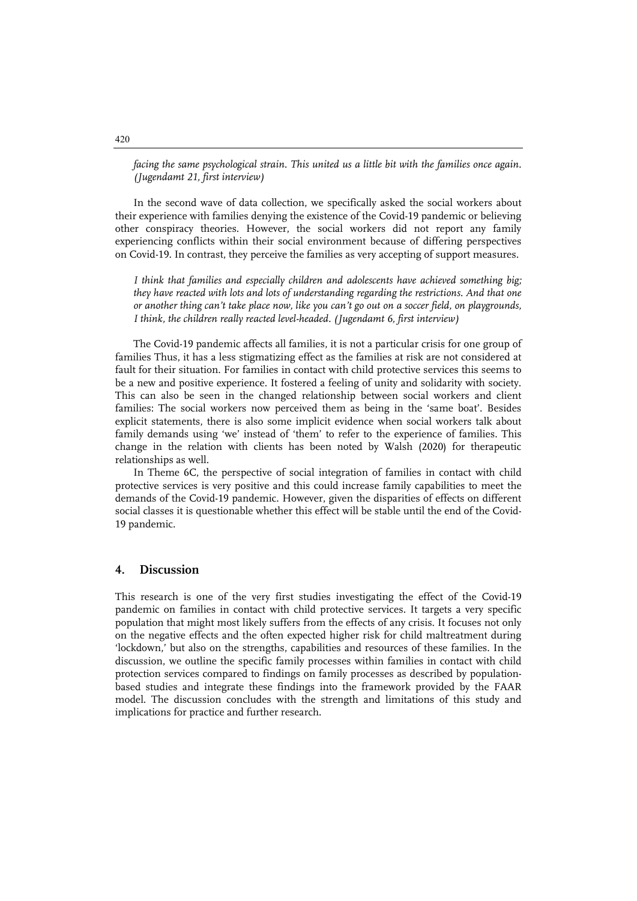*facing the same psychological strain. This united us a little bit with the families once again. (Jugendamt 21, first interview)*

In the second wave of data collection, we specifically asked the social workers about their experience with families denying the existence of the Covid-19 pandemic or believing other conspiracy theories. However, the social workers did not report any family experiencing conflicts within their social environment because of differing perspectives on Covid-19. In contrast, they perceive the families as very accepting of support measures.

*I think that families and especially children and adolescents have achieved something big; they have reacted with lots and lots of understanding regarding the restrictions. And that one or another thing can't take place now, like you can't go out on a soccer field, on playgrounds, I think, the children really reacted level-headed. (Jugendamt 6, first interview)*

The Covid-19 pandemic affects all families, it is not a particular crisis for one group of families Thus, it has a less stigmatizing effect as the families at risk are not considered at fault for their situation. For families in contact with child protective services this seems to be a new and positive experience. It fostered a feeling of unity and solidarity with society. This can also be seen in the changed relationship between social workers and client families: The social workers now perceived them as being in the 'same boat'. Besides explicit statements, there is also some implicit evidence when social workers talk about family demands using 'we' instead of 'them' to refer to the experience of families. This change in the relation with clients has been noted by Walsh (2020) for therapeutic relationships as well.

In Theme 6C, the perspective of social integration of families in contact with child protective services is very positive and this could increase family capabilities to meet the demands of the Covid-19 pandemic. However, given the disparities of effects on different social classes it is questionable whether this effect will be stable until the end of the Covid-19 pandemic.

## 4. Discussion

This research is one of the very first studies investigating the effect of the Covid-19 pandemic on families in contact with child protective services. It targets a very specific population that might most likely suffers from the effects of any crisis. It focuses not only on the negative effects and the often expected higher risk for child maltreatment during 'lockdown,' but also on the strengths, capabilities and resources of these families. In the discussion, we outline the specific family processes within families in contact with child protection services compared to findings on family processes as described by population-based studies and integrate these findings into the framework provided by the FAAR model. The discussion concludes with the strength and limitations of this study and implications for practice and further research.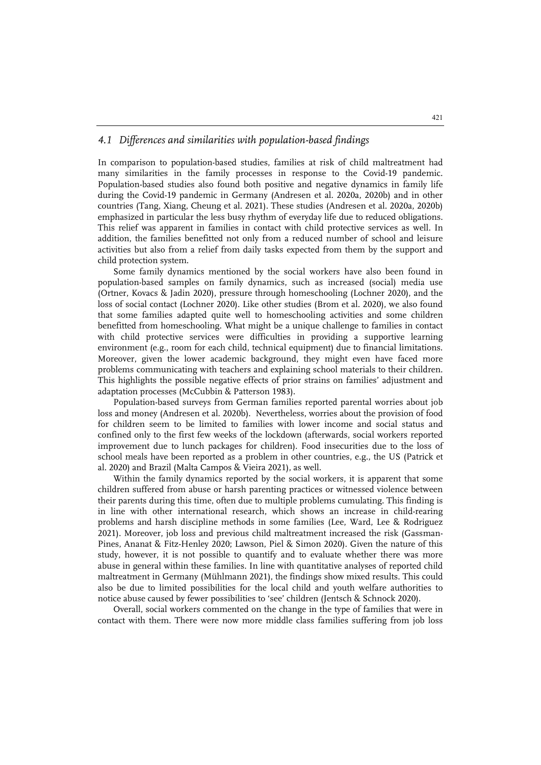### *4.1 Differences and similarities with population-based findings*

In comparison to population-based studies, families at risk of child maltreatment had many similarities in the family processes in response to the Covid-19 pandemic. Population-based studies also found both positive and negative dynamics in family life during the Covid-19 pandemic in Germany (Andresen et al. 2020a, 2020b) and in other countries (Tang, Xiang, Cheung et al. 2021). These studies (Andresen et al. 2020a, 2020b) emphasized in particular the less busy rhythm of everyday life due to reduced obligations. This relief was apparent in families in contact with child protective services as well. In addition, the families benefitted not only from a reduced number of school and leisure activities but also from a relief from daily tasks expected from them by the support and child protection system.

Some family dynamics mentioned by the social workers have also been found in population-based samples on family dynamics, such as increased (social) media use (Ortner, Kovacs & Jadin 2020), pressure through homeschooling (Lochner 2020), and the loss of social contact (Lochner 2020). Like other studies (Brom et al. 2020), we also found that some families adapted quite well to homeschooling activities and some children benefitted from homeschooling. What might be a unique challenge to families in contact with child protective services were difficulties in providing a supportive learning environment (e.g., room for each child, technical equipment) due to financial limitations. Moreover, given the lower academic background, they might even have faced more problems communicating with teachers and explaining school materials to their children. This highlights the possible negative effects of prior strains on families' adjustment and adaptation processes (McCubbin & Patterson 1983).

Population-based surveys from German families reported parental worries about job loss and money (Andresen et al. 2020b). Nevertheless, worries about the provision of food for children seem to be limited to families with lower income and social status and confined only to the first few weeks of the lockdown (afterwards, social workers reported improvement due to lunch packages for children). Food insecurities due to the loss of school meals have been reported as a problem in other countries, e.g., the US (Patrick et al. 2020) and Brazil (Malta Campos & Vieira 2021), as well.

Within the family dynamics reported by the social workers, it is apparent that some children suffered from abuse or harsh parenting practices or witnessed violence between their parents during this time, often due to multiple problems cumulating. This finding is in line with other international research, which shows an increase in child-rearing problems and harsh discipline methods in some families (Lee, Ward, Lee & Rodriguez 2021). Moreover, job loss and previous child maltreatment increased the risk (Gassman-Pines, Ananat & Fitz-Henley 2020; Lawson, Piel & Simon 2020). Given the nature of this study, however, it is not possible to quantify and to evaluate whether there was more abuse in general within these families. In line with quantitative analyses of reported child maltreatment in Germany (Mühlmann 2021), the findings show mixed results. This could also be due to limited possibilities for the local child and youth welfare authorities to notice abuse caused by fewer possibilities to 'see' children (Jentsch & Schnock 2020).

Overall, social workers commented on the change in the type of families that were in contact with them. There were now more middle class families suffering from job loss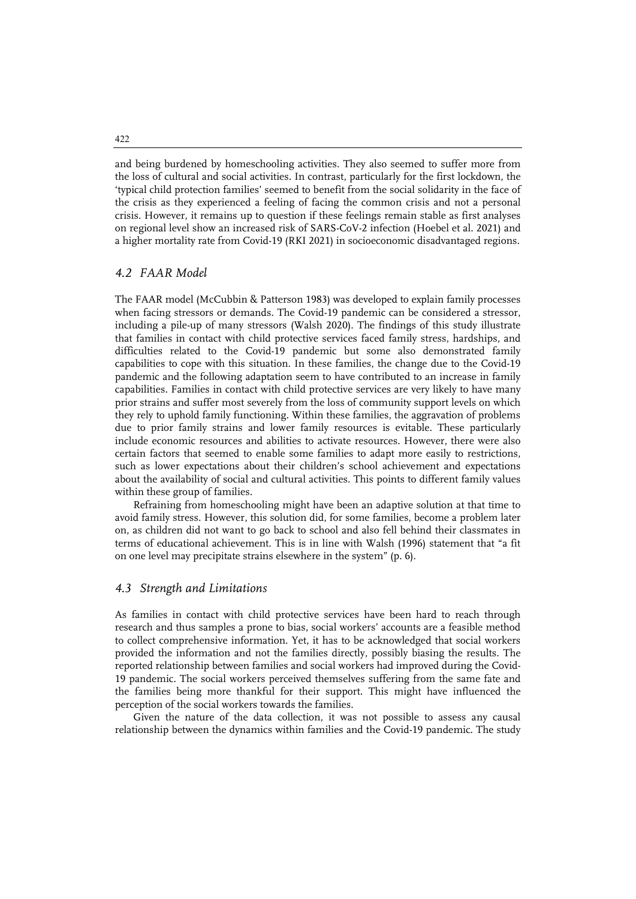and being burdened by homeschooling activities. They also seemed to suffer more from the loss of cultural and social activities. In contrast, particularly for the first lockdown, the 'typical child protection families' seemed to benefit from the social solidarity in the face of the crisis as they experienced a feeling of facing the common crisis and not a personal crisis. However, it remains up to question if these feelings remain stable as first analyses on regional level show an increased risk of SARS-CoV-2 infection (Hoebel et al. 2021) and a higher mortality rate from Covid-19 (RKI 2021) in socioeconomic disadvantaged regions.

### *4.2 FAAR Model*

The FAAR model (McCubbin & Patterson 1983) was developed to explain family processes when facing stressors or demands. The Covid-19 pandemic can be considered a stressor, including a pile-up of many stressors (Walsh 2020). The findings of this study illustrate that families in contact with child protective services faced family stress, hardships, and difficulties related to the Covid-19 pandemic but some also demonstrated family capabilities to cope with this situation. In these families, the change due to the Covid-19 pandemic and the following adaptation seem to have contributed to an increase in family capabilities. Families in contact with child protective services are very likely to have many prior strains and suffer most severely from the loss of community support levels on which they rely to uphold family functioning. Within these families, the aggravation of problems due to prior family strains and lower family resources is evitable. These particularly include economic resources and abilities to activate resources. However, there were also certain factors that seemed to enable some families to adapt more easily to restrictions, such as lower expectations about their children's school achievement and expectations about the availability of social and cultural activities. This points to different family values within these group of families.

Refraining from homeschooling might have been an adaptive solution at that time to avoid family stress. However, this solution did, for some families, become a problem later on, as children did not want to go back to school and also fell behind their classmates in terms of educational achievement. This is in line with Walsh (1996) statement that "a fit on one level may precipitate strains elsewhere in the system" (p. 6).

### *4.3 Strength and Limitations*

As families in contact with child protective services have been hard to reach through research and thus samples a prone to bias, social workers' accounts are a feasible method to collect comprehensive information. Yet, it has to be acknowledged that social workers provided the information and not the families directly, possibly biasing the results. The reported relationship between families and social workers had improved during the Covid-19 pandemic. The social workers perceived themselves suffering from the same fate and the families being more thankful for their support. This might have influenced the perception of the social workers towards the families.

Given the nature of the data collection, it was not possible to assess any causal relationship between the dynamics within families and the Covid-19 pandemic. The study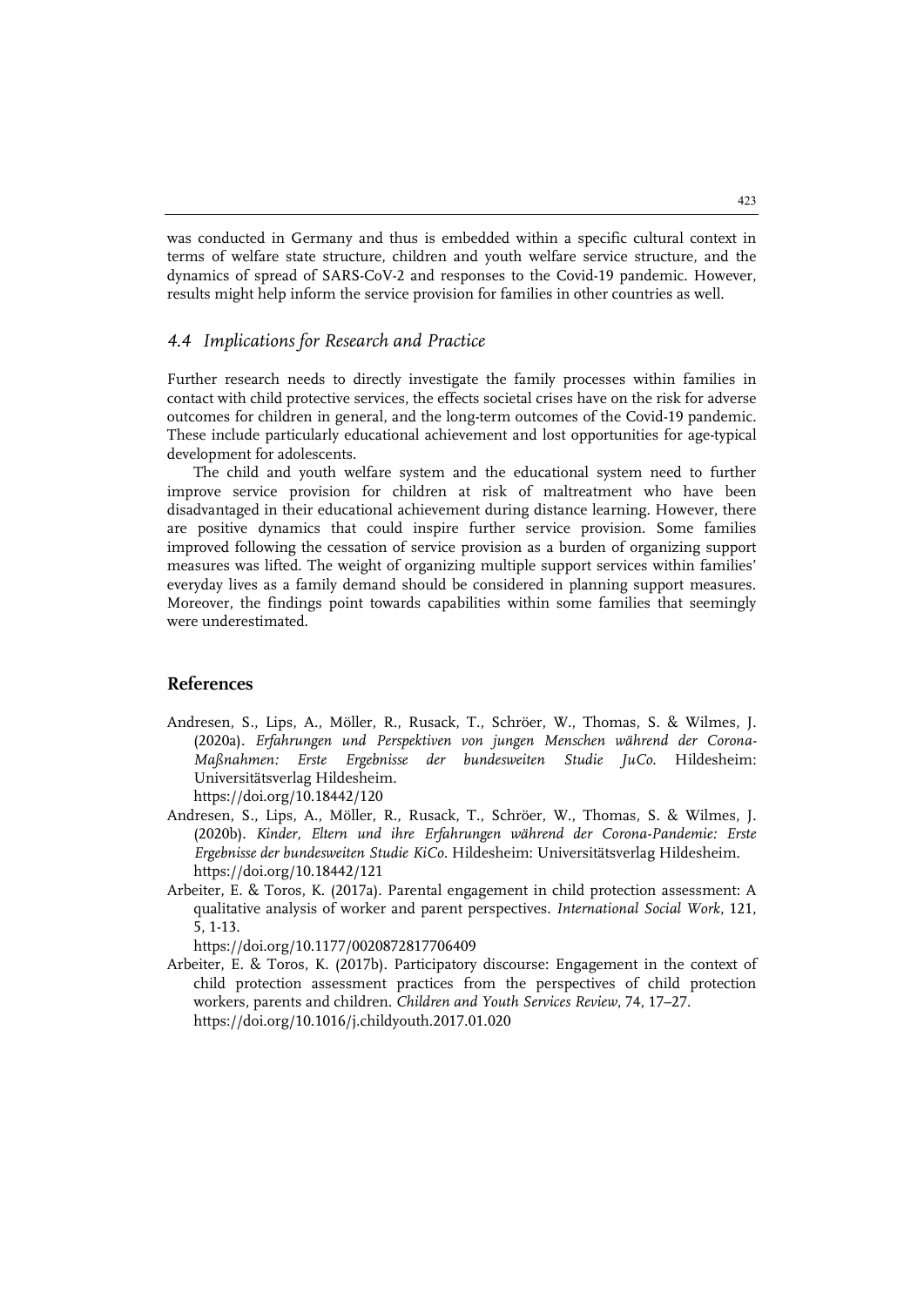was conducted in Germany and thus is embedded within a specific cultural context in terms of welfare state structure, children and youth welfare service structure, and the dynamics of spread of SARS-CoV-2 and responses to the Covid-19 pandemic. However, results might help inform the service provision for families in other countries as well.

### *4.4 Implications for Research and Practice*

Further research needs to directly investigate the family processes within families in contact with child protective services, the effects societal crises have on the risk for adverse outcomes for children in general, and the long-term outcomes of the Covid-19 pandemic. These include particularly educational achievement and lost opportunities for age-typical development for adolescents.

The child and youth welfare system and the educational system need to further improve service provision for children at risk of maltreatment who have been disadvantaged in their educational achievement during distance learning. However, there are positive dynamics that could inspire further service provision. Some families improved following the cessation of service provision as a burden of organizing support measures was lifted. The weight of organizing multiple support services within families' everyday lives as a family demand should be considered in planning support measures. Moreover, the findings point towards capabilities within some families that seemingly were underestimated.

## References

Andresen, S., Lips, A., Möller, R., Rusack, T., Schröer, W., Thomas, S. & Wilmes, J. (2020a). *Erfahrungen und Perspektiven von jungen Menschen während der Corona-Maßnahmen: Erste Ergebnisse der bundesweiten Studie JuCo.* Hildesheim: Universitätsverlag Hildesheim. https://doi.org/10.18442/120

Andresen, S., Lips, A., Möller, R., Rusack, T., Schröer, W., Thomas, S. & Wilmes, J. (2020b). *Kinder, Eltern und ihre Erfahrungen während der Corona-Pandemie: Erste Ergebnisse der bundesweiten Studie KiCo*. Hildesheim: Universitätsverlag Hildesheim. https://doi.org/10.18442/121

Arbeiter, E. & Toros, K. (2017a). Parental engagement in child protection assessment: A qualitative analysis of worker and parent perspectives. *International Social Work*, 121, 5, 1-13. https://doi.org/10.1177/0020872817706409

Arbeiter, E. & Toros, K. (2017b). Participatory discourse: Engagement in the context of child protection assessment practices from the perspectives of child protection workers, parents and children. *Children and Youth Services Review*, 74, 17–27. https://doi.org/10.1016/j.childyouth.2017.01.020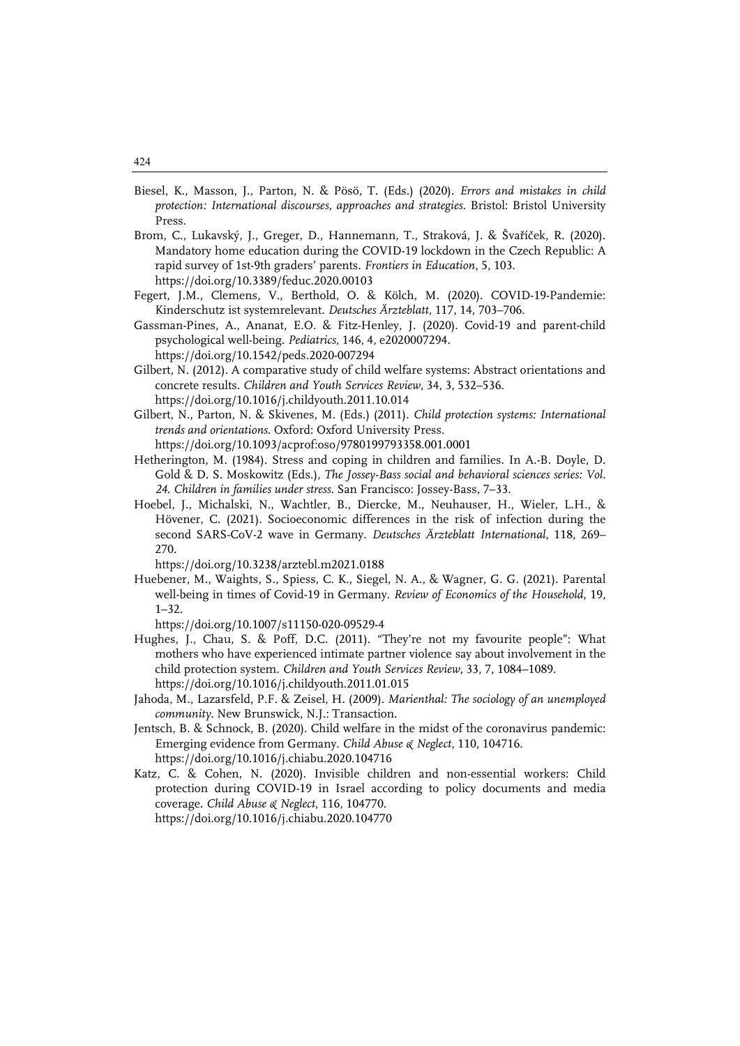Biesel, K., Masson, J., Parton, N. & Pösö, T. (Eds.) (2020). *Errors and mistakes in child protection: International discourses, approaches and strategies*. Bristol: Bristol University Press.

Brom, C., Lukavský, J., Greger, D., Hannemann, T., Straková, J. & Švaříček, R. (2020). Mandatory home education during the COVID-19 lockdown in the Czech Republic: A rapid survey of 1st-9th graders' parents. *Frontiers in Education*, 5, 103. https://doi.org/10.3389/feduc.2020.00103

Fegert, J.M., Clemens, V., Berthold, O. & Kölch, M. (2020). COVID-19-Pandemie: Kinderschutz ist systemrelevant. *Deutsches Ärzteblatt*, 117, 14, 703–706.

Gassman-Pines, A., Ananat, E.O. & Fitz-Henley, J. (2020). Covid-19 and parent-child psychological well-being. *Pediatrics*, 146, 4, e2020007294. https://doi.org/10.1542/peds.2020-007294

Gilbert, N. (2012). A comparative study of child welfare systems: Abstract orientations and concrete results. *Children and Youth Services Review*, 34, 3, 532–536. https://doi.org/10.1016/j.childyouth.2011.10.014

Gilbert, N., Parton, N. & Skivenes, M. (Eds.) (2011). *Child protection systems: International trends and orientations*. Oxford: Oxford University Press. https://doi.org/10.1093/acprof:oso/9780199793358.001.0001

Hetherington, M. (1984). Stress and coping in children and families. In A.-B. Doyle, D. Gold & D. S. Moskowitz (Eds.), *The Jossey-Bass social and behavioral sciences series: Vol. 24. Children in families under stress*. San Francisco: Jossey-Bass, 7–33.

Hoebel, J., Michalski, N., Wachtler, B., Diercke, M., Neuhauser, H., Wieler, L.H., & Hövener, C. (2021). Socioeconomic differences in the risk of infection during the second SARS-CoV-2 wave in Germany. *Deutsches Ärzteblatt International*, 118, 269–270.
https://doi.org/10.3238/arztebl.m2021.0188

Huebener, M., Waights, S., Spiess, C. K., Siegel, N. A., & Wagner, G. G. (2021). Parental well-being in times of Covid-19 in Germany. *Review of Economics of the Household*, 19, 1–32.
https://doi.org/10.1007/s11150-020-09529-4

Hughes, J., Chau, S. & Poff, D.C. (2011). "They're not my favourite people": What mothers who have experienced intimate partner violence say about involvement in the child protection system. *Children and Youth Services Review*, 33, 7, 1084–1089. https://doi.org/10.1016/j.childyouth.2011.01.015

Jahoda, M., Lazarsfeld, P.F. & Zeisel, H. (2009). *Marienthal: The sociology of an unemployed community*. New Brunswick, N.J.: Transaction.

Jentsch, B. & Schnock, B. (2020). Child welfare in the midst of the coronavirus pandemic: Emerging evidence from Germany. *Child Abuse & Neglect*, 110, 104716. https://doi.org/10.1016/j.chiabu.2020.104716

Katz, C. & Cohen, N. (2020). Invisible children and non-essential workers: Child protection during COVID-19 in Israel according to policy documents and media coverage. *Child Abuse & Neglect*, 116, 104770. https://doi.org/10.1016/j.chiabu.2020.104770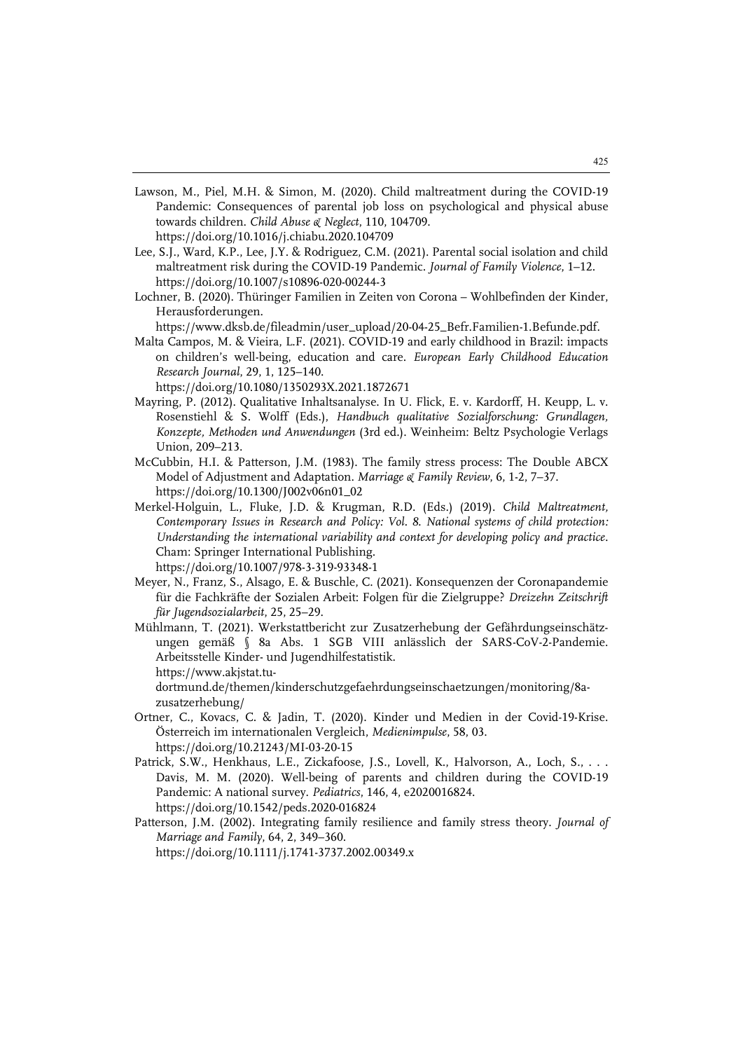Lawson, M., Piel, M.H. & Simon, M. (2020). Child maltreatment during the COVID-19 Pandemic: Consequences of parental job loss on psychological and physical abuse towards children. *Child Abuse & Neglect*, 110, 104709. https://doi.org/10.1016/j.chiabu.2020.104709

Lee, S.J., Ward, K.P., Lee, J.Y. & Rodriguez, C.M. (2021). Parental social isolation and child maltreatment risk during the COVID-19 Pandemic. *Journal of Family Violence*, 1–12. https://doi.org/10.1007/s10896-020-00244-3

Lochner, B. (2020). Thüringer Familien in Zeiten von Corona – Wohlbefinden der Kinder, Herausforderungen. https://www.dksb.de/fileadmin/user_upload/20-04-25_Befr.Familien-1.Befunde.pdf.

Malta Campos, M. & Vieira, L.F. (2021). COVID-19 and early childhood in Brazil: impacts on children's well-being, education and care. *European Early Childhood Education Research Journal*, 29, 1, 125–140. https://doi.org/10.1080/1350293X.2021.1872671

Mayring, P. (2012). Qualitative Inhaltsanalyse. In U. Flick, E. v. Kardorff, H. Keupp, L. v. Rosenstiehl & S. Wolff (Eds.), *Handbuch qualitative Sozialforschung: Grundlagen, Konzepte, Methoden und Anwendungen* (3rd ed.). Weinheim: Beltz Psychologie Verlags Union, 209–213.

McCubbin, H.I. & Patterson, J.M. (1983). The family stress process: The Double ABCX Model of Adjustment and Adaptation. *Marriage & Family Review*, 6, 1-2, 7–37. https://doi.org/10.1300/J002v06n01_02

Merkel-Holguin, L., Fluke, J.D. & Krugman, R.D. (Eds.) (2019). *Child Maltreatment, Contemporary Issues in Research and Policy: Vol. 8. National systems of child protection: Understanding the international variability and context for developing policy and practice*. Cham: Springer International Publishing. https://doi.org/10.1007/978-3-319-93348-1

Meyer, N., Franz, S., Alsago, E. & Buschle, C. (2021). Konsequenzen der Coronapandemie für die Fachkräfte der Sozialen Arbeit: Folgen für die Zielgruppe? *Dreizehn Zeitschrift für Jugendsozialarbeit*, 25, 25–29.

Mühlmann, T. (2021). Werkstattbericht zur Zusatzerhebung der Gefährdungseinschätzungen gemäß § 8a Abs. 1 SGB VIII anlässlich der SARS-CoV-2-Pandemie. Arbeitsstelle Kinder- und Jugendhilfestatistik. https://www.akjstat.tu-dortmund.de/themen/kinderschutzgefaehrdungseinschaetzungen/monitoring/8a-zusatzerhebung/

Ortner, C., Kovacs, C. & Jadin, T. (2020). Kinder und Medien in der Covid-19-Krise. Österreich im internationalen Vergleich, *Medienimpulse*, 58, 03. https://doi.org/10.21243/MI-03-20-15

Patrick, S.W., Henkhaus, L.E., Zickafoose, J.S., Lovell, K., Halvorson, A., Loch, S., . . . Davis, M. M. (2020). Well-being of parents and children during the COVID-19 Pandemic: A national survey. *Pediatrics*, 146, 4, e2020016824. https://doi.org/10.1542/peds.2020-016824

Patterson, J.M. (2002). Integrating family resilience and family stress theory. *Journal of Marriage and Family*, 64, 2, 349–360. https://doi.org/10.1111/j.1741-3737.2002.00349.x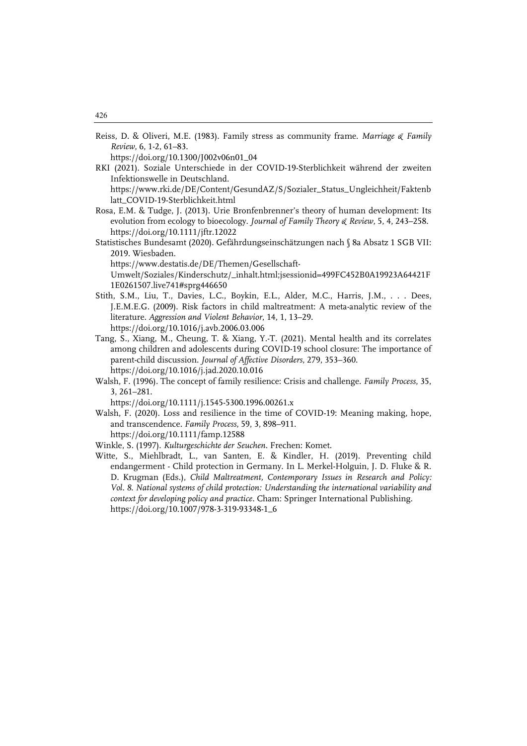Reiss, D. & Oliveri, M.E. (1983). Family stress as community frame. *Marriage & Family Review*, 6, 1-2, 61–83.
https://doi.org/10.1300/J002v06n01_04

RKI (2021). Soziale Unterschiede in der COVID-19-Sterblichkeit während der zweiten Infektionswelle in Deutschland.
https://www.rki.de/DE/Content/GesundAZ/S/Sozialer_Status_Ungleichheit/Faktenblatt_COVID-19-Sterblichkeit.html

Rosa, E.M. & Tudge, J. (2013). Urie Bronfenbrenner's theory of human development: Its evolution from ecology to bioecology. *Journal of Family Theory & Review*, 5, 4, 243–258.
https://doi.org/10.1111/jftr.12022

Statistisches Bundesamt (2020). Gefährdungseinschätzungen nach § 8a Absatz 1 SGB VII: 2019. Wiesbaden.
https://www.destatis.de/DE/Themen/Gesellschaft-Umwelt/Soziales/Kinderschutz/_inhalt.html;jsessionid=499FC452B0A19923A64421F1E0261507.live741#sprg446650

Stith, S.M., Liu, T., Davies, L.C., Boykin, E.L., Alder, M.C., Harris, J.M., . . . Dees, J.E.M.E.G. (2009). Risk factors in child maltreatment: A meta-analytic review of the literature. *Aggression and Violent Behavior*, 14, 1, 13–29.
https://doi.org/10.1016/j.avb.2006.03.006

Tang, S., Xiang, M., Cheung, T. & Xiang, Y.-T. (2021). Mental health and its correlates among children and adolescents during COVID-19 school closure: The importance of parent-child discussion. *Journal of Affective Disorders*, 279, 353–360.
https://doi.org/10.1016/j.jad.2020.10.016

Walsh, F. (1996). The concept of family resilience: Crisis and challenge. *Family Process*, 35, 3, 261–281.
https://doi.org/10.1111/j.1545-5300.1996.00261.x

Walsh, F. (2020). Loss and resilience in the time of COVID-19: Meaning making, hope, and transcendence. *Family Process*, 59, 3, 898–911.
https://doi.org/10.1111/famp.12588

Winkle, S. (1997). *Kulturgeschichte der Seuchen*. Frechen: Komet.

Witte, S., Miehlbradt, L., van Santen, E. & Kindler, H. (2019). Preventing child endangerment - Child protection in Germany. In L. Merkel-Holguin, J. D. Fluke & R. D. Krugman (Eds.), *Child Maltreatment, Contemporary Issues in Research and Policy: Vol. 8. National systems of child protection: Understanding the international variability and context for developing policy and practice*. Cham: Springer International Publishing.
https://doi.org/10.1007/978-3-319-93348-1_6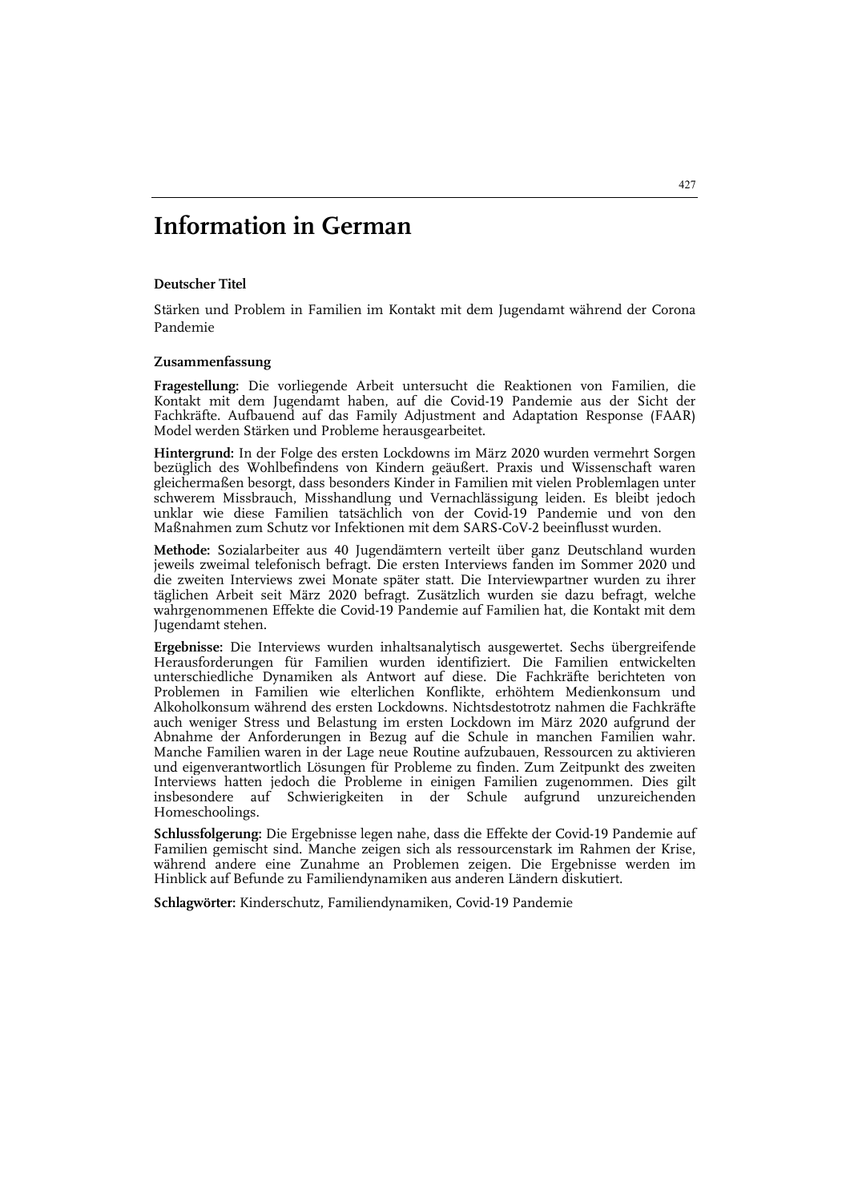# Information in German

### Deutscher Titel

Stärken und Problem in Familien im Kontakt mit dem Jugendamt während der Corona Pandemie

### Zusammenfassung

**Fragestellung:** Die vorliegende Arbeit untersucht die Reaktionen von Familien, die Kontakt mit dem Jugendamt haben, auf die Covid-19 Pandemie aus der Sicht der Fachkräfte. Aufbauend auf das Family Adjustment and Adaptation Response (FAAR) Model werden Stärken und Probleme herausgearbeitet.

**Hintergrund:** In der Folge des ersten Lockdowns im März 2020 wurden vermehrt Sorgen bezüglich des Wohlbefindens von Kindern geäußert. Praxis und Wissenschaft waren gleichermaßen besorgt, dass besonders Kinder in Familien mit vielen Problemlagen unter schwerem Missbrauch, Misshandlung und Vernachlässigung leiden. Es bleibt jedoch unklar wie diese Familien tatsächlich von der Covid-19 Pandemie und von den Maßnahmen zum Schutz vor Infektionen mit dem SARS-CoV-2 beeinflusst wurden.

**Methode:** Sozialarbeiter aus 40 Jugendämtern verteilt über ganz Deutschland wurden jeweils zweimal telefonisch befragt. Die ersten Interviews fanden im Sommer 2020 und die zweiten Interviews zwei Monate später statt. Die Interviewpartner wurden zu ihrer täglichen Arbeit seit März 2020 befragt. Zusätzlich wurden sie dazu befragt, welche wahrgenommenen Effekte die Covid-19 Pandemie auf Familien hat, die Kontakt mit dem Jugendamt stehen.

**Ergebnisse:** Die Interviews wurden inhaltsanalytisch ausgewertet. Sechs übergreifende Herausforderungen für Familien wurden identifiziert. Die Familien entwickelten unterschiedliche Dynamiken als Antwort auf diese. Die Fachkräfte berichteten von Problemen in Familien wie elterlichen Konflikte, erhöhtem Medienkonsum und Alkoholkonsum während des ersten Lockdowns. Nichtsdestotrotz nahmen die Fachkräfte auch weniger Stress und Belastung im ersten Lockdown im März 2020 aufgrund der Abnahme der Anforderungen in Bezug auf die Schule in manchen Familien wahr. Manche Familien waren in der Lage neue Routine aufzubauen, Ressourcen zu aktivieren und eigenverantwortlich Lösungen für Probleme zu finden. Zum Zeitpunkt des zweiten Interviews hatten jedoch die Probleme in einigen Familien zugenommen. Dies gilt insbesondere auf Schwierigkeiten in der Schule aufgrund unzureichenden Homeschoolings.

**Schlussfolgerung:** Die Ergebnisse legen nahe, dass die Effekte der Covid-19 Pandemie auf Familien gemischt sind. Manche zeigen sich als ressourcenstark im Rahmen der Krise, während andere eine Zunahme an Problemen zeigen. Die Ergebnisse werden im Hinblick auf Befunde zu Familiendynamiken aus anderen Ländern diskutiert.

**Schlagwörter:** Kinderschutz, Familiendynamiken, Covid-19 Pandemie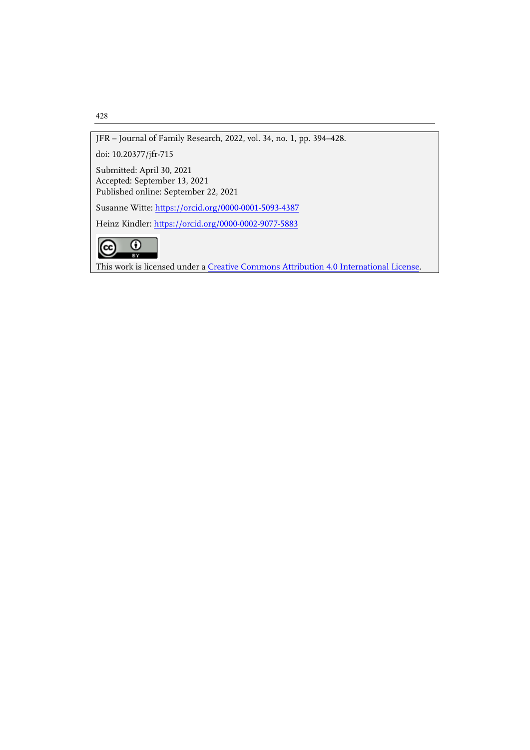JFR – Journal of Family Research, 2022, vol. 34, no. 1, pp. 394–428.

doi: 10.20377/jfr-715

Submitted: April 30, 2021
Accepted: September 13, 2021
Published online: September 22, 2021

Susanne Witte: https://orcid.org/0000-0001-5093-4387

Heinz Kindler: https://orcid.org/0000-0002-9077-5883

This work is licensed under a Creative Commons Attribution 4.0 International License.